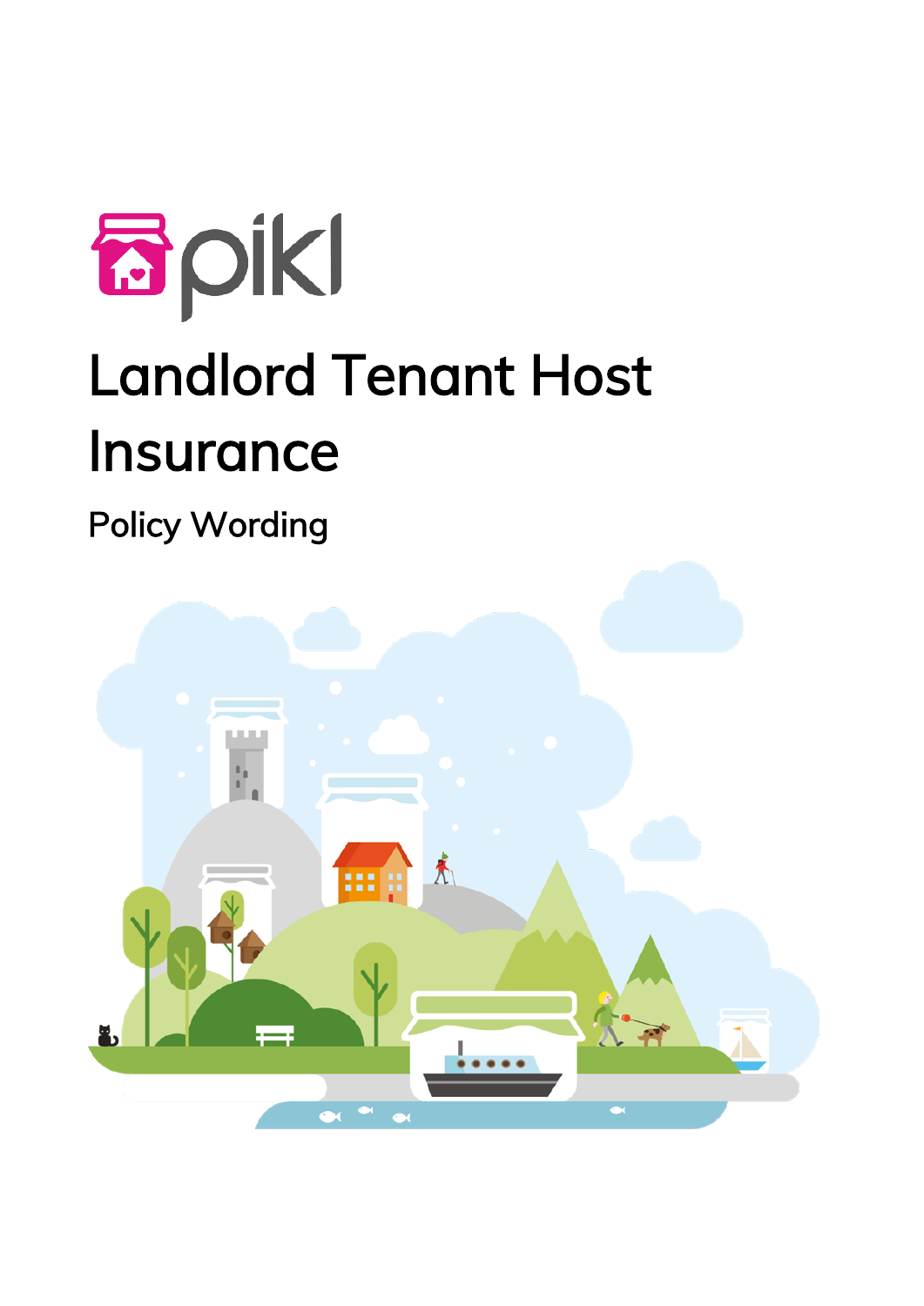pikl

# Landlord Tenant Host Insurance

## Policy Wording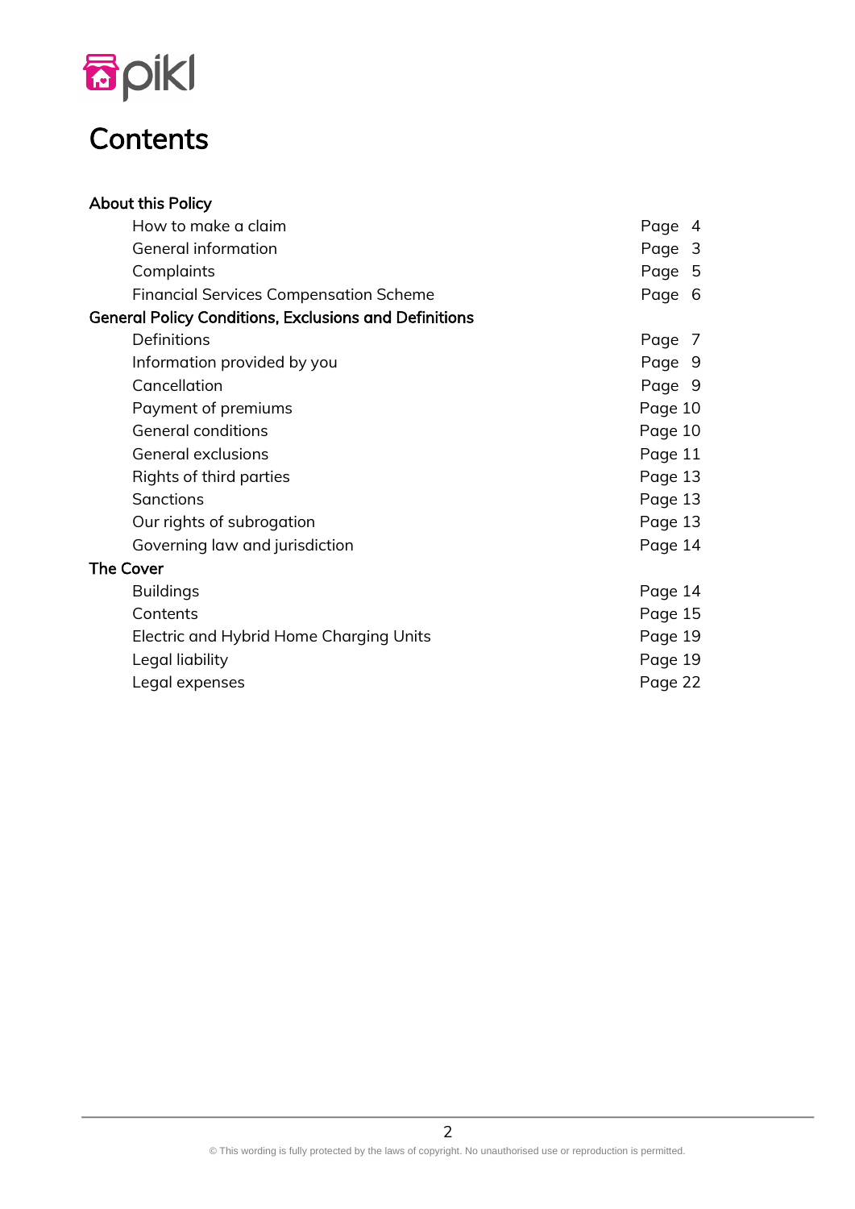# Contents

**About this Policy**

| | |
|---|---|
| How to make a claim | Page 4 |
| General information | Page 3 |
| Complaints | Page 5 |
| Financial Services Compensation Scheme | Page 6 |

**General Policy Conditions, Exclusions and Definitions**

| | |
|---|---|
| Definitions | Page 7 |
| Information provided by you | Page 9 |
| Cancellation | Page 9 |
| Payment of premiums | Page 10 |
| General conditions | Page 10 |
| General exclusions | Page 11 |
| Rights of third parties | Page 13 |
| Sanctions | Page 13 |
| Our rights of subrogation | Page 13 |
| Governing law and jurisdiction | Page 14 |

**The Cover**

| | |
|---|---|
| Buildings | Page 14 |
| Contents | Page 15 |
| Electric and Hybrid Home Charging Units | Page 19 |
| Legal liability | Page 19 |
| Legal expenses | Page 22 |

© This wording is fully protected by the laws of copyright. No unauthorised use or reproduction is permitted.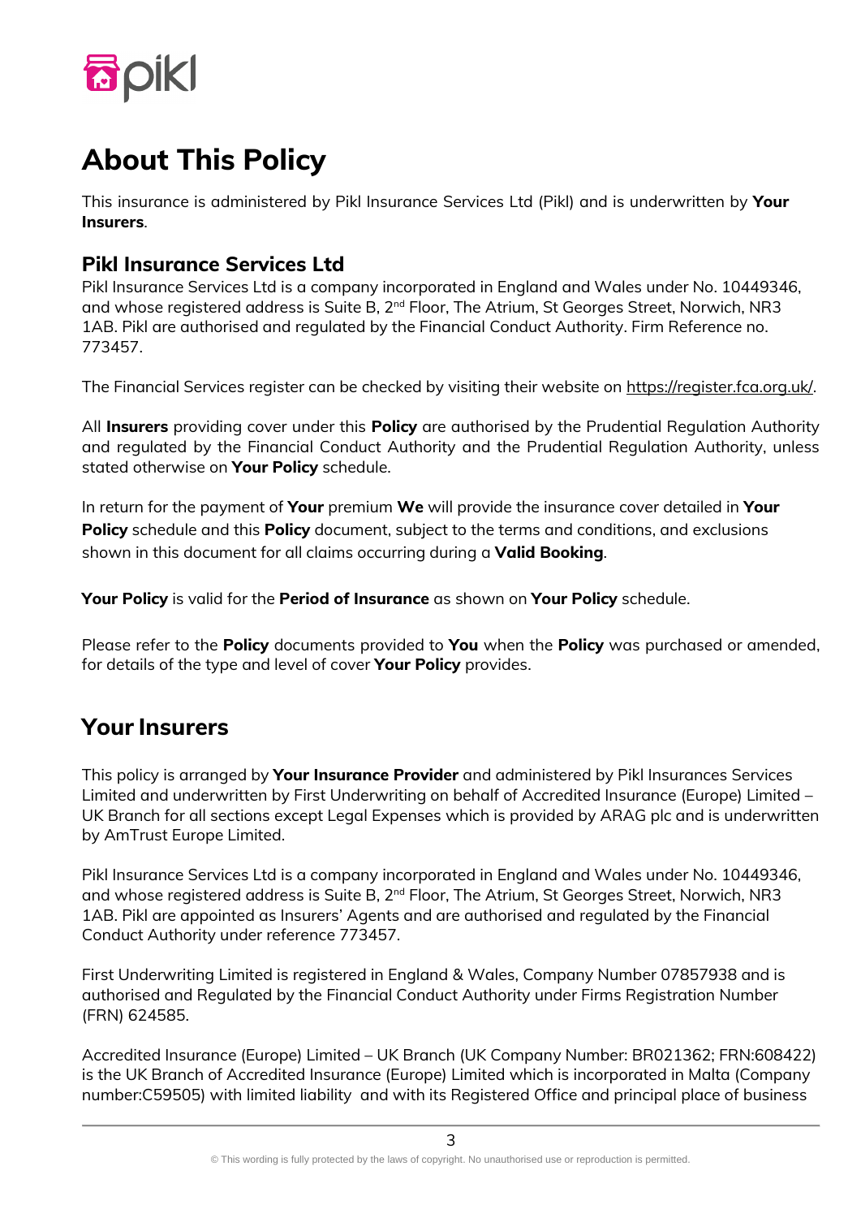# About This Policy

This insurance is administered by Pikl Insurance Services Ltd (Pikl) and is underwritten by **Your Insurers**.

## Pikl Insurance Services Ltd

Pikl Insurance Services Ltd is a company incorporated in England and Wales under No. 10449346, and whose registered address is Suite B, 2nd Floor, The Atrium, St Georges Street, Norwich, NR3 1AB. Pikl are authorised and regulated by the Financial Conduct Authority. Firm Reference no. 773457.

The Financial Services register can be checked by visiting their website on https://register.fca.org.uk/.

All **Insurers** providing cover under this **Policy** are authorised by the Prudential Regulation Authority and regulated by the Financial Conduct Authority and the Prudential Regulation Authority, unless stated otherwise on **Your Policy** schedule.

In return for the payment of **Your** premium **We** will provide the insurance cover detailed in **Your Policy** schedule and this **Policy** document, subject to the terms and conditions, and exclusions shown in this document for all claims occurring during a **Valid Booking**.

**Your Policy** is valid for the **Period of Insurance** as shown on **Your Policy** schedule.

Please refer to the **Policy** documents provided to **You** when the **Policy** was purchased or amended, for details of the type and level of cover **Your Policy** provides.

## Your Insurers

This policy is arranged by **Your Insurance Provider** and administered by Pikl Insurances Services Limited and underwritten by First Underwriting on behalf of Accredited Insurance (Europe) Limited – UK Branch for all sections except Legal Expenses which is provided by ARAG plc and is underwritten by AmTrust Europe Limited.

Pikl Insurance Services Ltd is a company incorporated in England and Wales under No. 10449346, and whose registered address is Suite B, 2nd Floor, The Atrium, St Georges Street, Norwich, NR3 1AB. Pikl are appointed as Insurers' Agents and are authorised and regulated by the Financial Conduct Authority under reference 773457.

First Underwriting Limited is registered in England & Wales, Company Number 07857938 and is authorised and Regulated by the Financial Conduct Authority under Firms Registration Number (FRN) 624585.

Accredited Insurance (Europe) Limited – UK Branch (UK Company Number: BR021362; FRN:608422) is the UK Branch of Accredited Insurance (Europe) Limited which is incorporated in Malta (Company number:C59505) with limited liability and with its Registered Office and principal place of business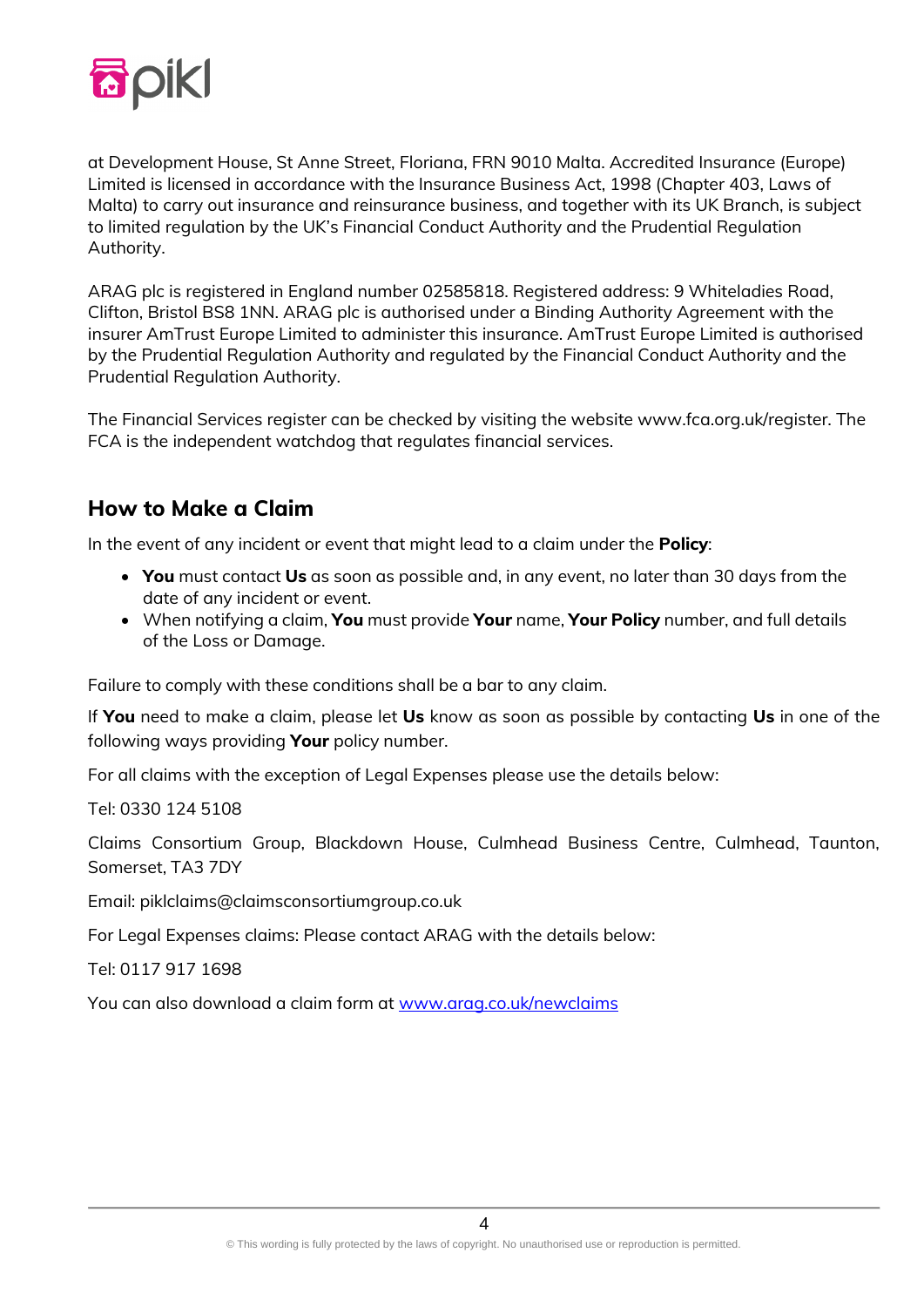at Development House, St Anne Street, Floriana, FRN 9010 Malta. Accredited Insurance (Europe) Limited is licensed in accordance with the Insurance Business Act, 1998 (Chapter 403, Laws of Malta) to carry out insurance and reinsurance business, and together with its UK Branch, is subject to limited regulation by the UK's Financial Conduct Authority and the Prudential Regulation Authority.

ARAG plc is registered in England number 02585818. Registered address: 9 Whiteladies Road, Clifton, Bristol BS8 1NN. ARAG plc is authorised under a Binding Authority Agreement with the insurer AmTrust Europe Limited to administer this insurance. AmTrust Europe Limited is authorised by the Prudential Regulation Authority and regulated by the Financial Conduct Authority and the Prudential Regulation Authority.

The Financial Services register can be checked by visiting the website www.fca.org.uk/register. The FCA is the independent watchdog that regulates financial services.

## How to Make a Claim

In the event of any incident or event that might lead to a claim under the **Policy**:

- **You** must contact **Us** as soon as possible and, in any event, no later than 30 days from the date of any incident or event.
- When notifying a claim, **You** must provide **Your** name, **Your Policy** number, and full details of the Loss or Damage.

Failure to comply with these conditions shall be a bar to any claim.

If **You** need to make a claim, please let **Us** know as soon as possible by contacting **Us** in one of the following ways providing **Your** policy number.

For all claims with the exception of Legal Expenses please use the details below:

Tel: 0330 124 5108

Claims Consortium Group, Blackdown House, Culmhead Business Centre, Culmhead, Taunton, Somerset, TA3 7DY

Email: piklclaims@claimsconsortiumgroup.co.uk

For Legal Expenses claims: Please contact ARAG with the details below:

Tel: 0117 917 1698

You can also download a claim form at [www.arag.co.uk/newclaims](www.arag.co.uk/newclaims)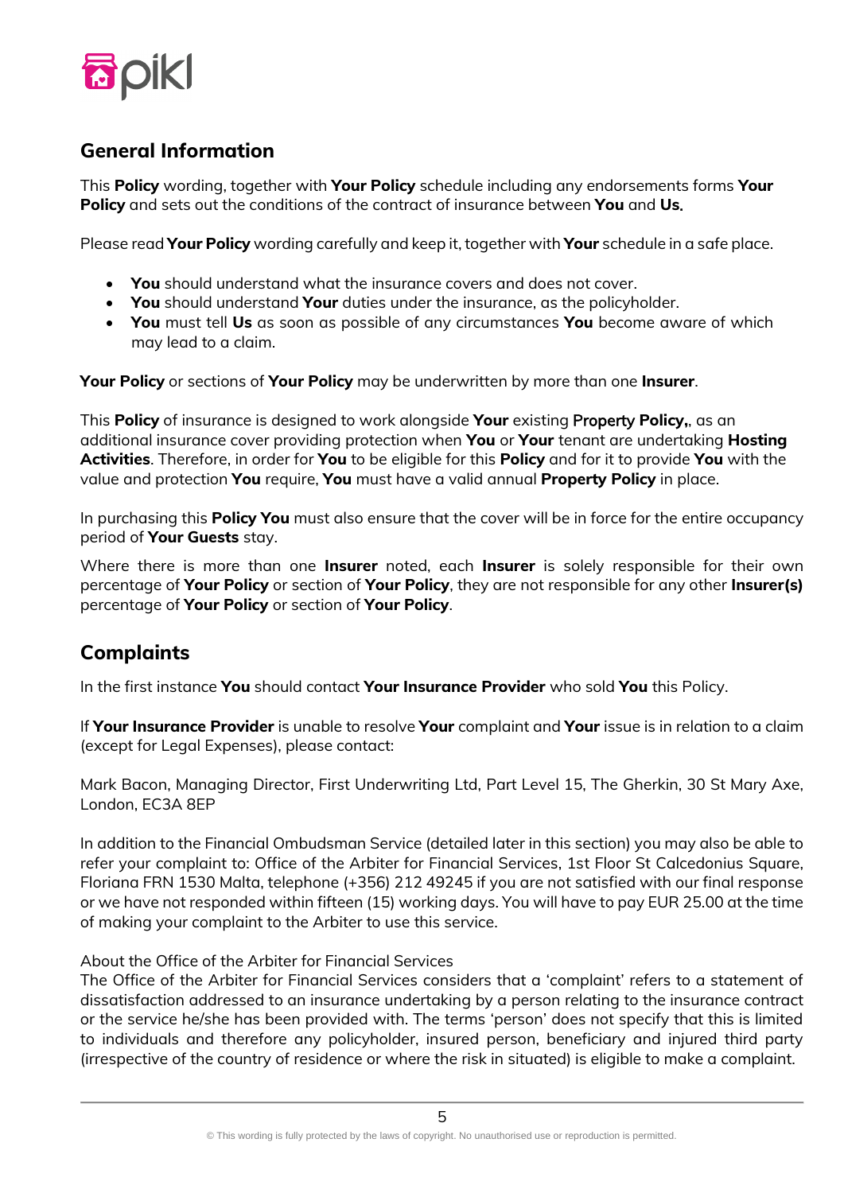## General Information

This **Policy** wording, together with **Your Policy** schedule including any endorsements forms **Your Policy** and sets out the conditions of the contract of insurance between **You** and **Us.**

Please read **Your Policy** wording carefully and keep it, together with **Your** schedule in a safe place.

- **You** should understand what the insurance covers and does not cover.
- **You** should understand **Your** duties under the insurance, as the policyholder.
- **You** must tell **Us** as soon as possible of any circumstances **You** become aware of which may lead to a claim.

**Your Policy** or sections of **Your Policy** may be underwritten by more than one **Insurer**.

This **Policy** of insurance is designed to work alongside **Your** existing **Property Policy,**, as an additional insurance cover providing protection when **You** or **Your** tenant are undertaking **Hosting Activities**. Therefore, in order for **You** to be eligible for this **Policy** and for it to provide **You** with the value and protection **You** require, **You** must have a valid annual **Property Policy** in place.

In purchasing this **Policy You** must also ensure that the cover will be in force for the entire occupancy period of **Your Guests** stay.

Where there is more than one **Insurer** noted, each **Insurer** is solely responsible for their own percentage of **Your Policy** or section of **Your Policy**, they are not responsible for any other **Insurer(s)** percentage of **Your Policy** or section of **Your Policy**.

## Complaints

In the first instance **You** should contact **Your Insurance Provider** who sold **You** this Policy.

If **Your Insurance Provider** is unable to resolve **Your** complaint and **Your** issue is in relation to a claim (except for Legal Expenses), please contact:

Mark Bacon, Managing Director, First Underwriting Ltd, Part Level 15, The Gherkin, 30 St Mary Axe, London, EC3A 8EP

In addition to the Financial Ombudsman Service (detailed later in this section) you may also be able to refer your complaint to: Office of the Arbiter for Financial Services, 1st Floor St Calcedonius Square, Floriana FRN 1530 Malta, telephone (+356) 212 49245 if you are not satisfied with our final response or we have not responded within fifteen (15) working days. You will have to pay EUR 25.00 at the time of making your complaint to the Arbiter to use this service.

About the Office of the Arbiter for Financial Services
The Office of the Arbiter for Financial Services considers that a 'complaint' refers to a statement of dissatisfaction addressed to an insurance undertaking by a person relating to the insurance contract or the service he/she has been provided with. The terms 'person' does not specify that this is limited to individuals and therefore any policyholder, insured person, beneficiary and injured third party (irrespective of the country of residence or where the risk in situated) is eligible to make a complaint.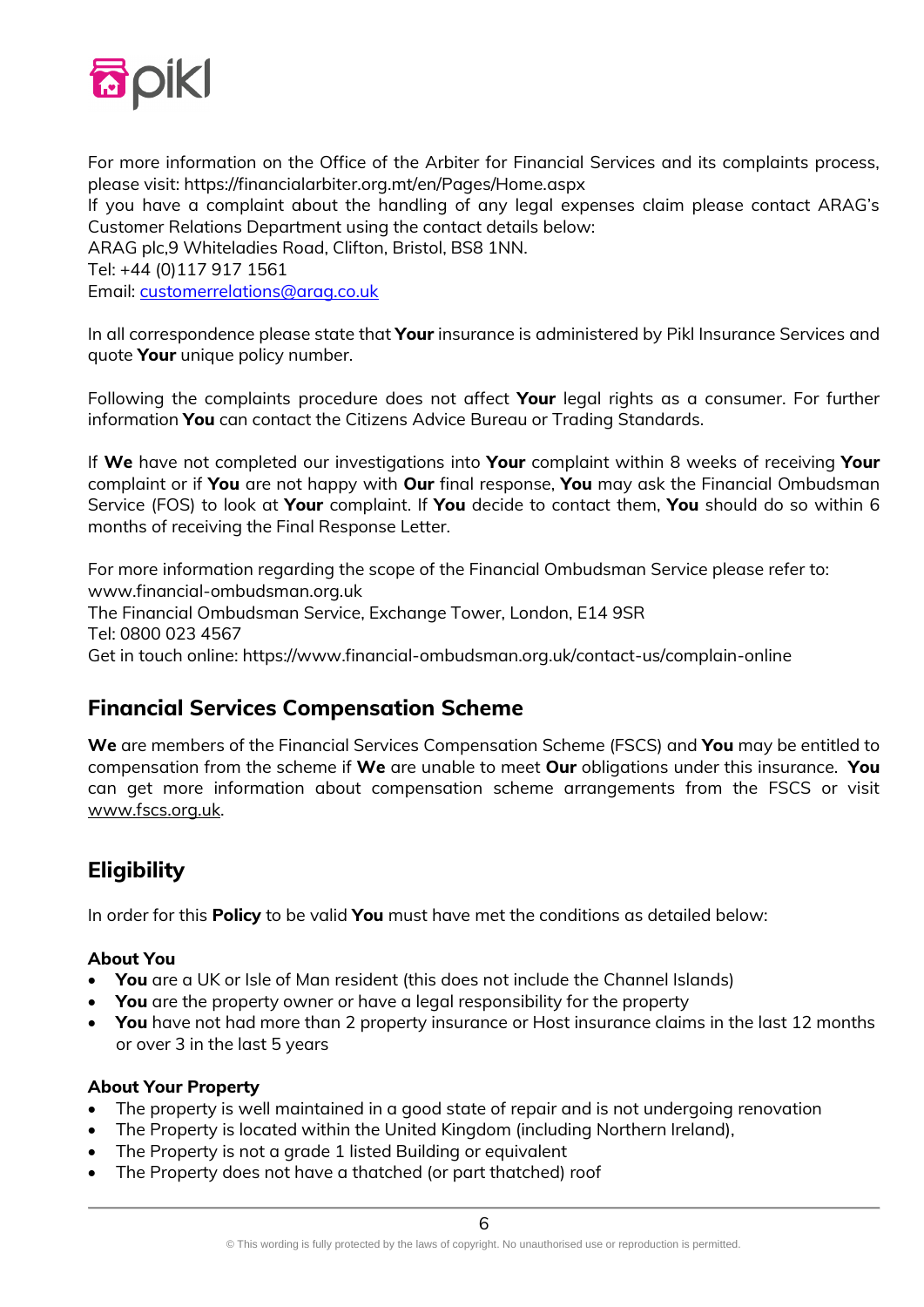For more information on the Office of the Arbiter for Financial Services and its complaints process, please visit: https://financialarbiter.org.mt/en/Pages/Home.aspx
If you have a complaint about the handling of any legal expenses claim please contact ARAG's Customer Relations Department using the contact details below:
ARAG plc,9 Whiteladies Road, Clifton, Bristol, BS8 1NN.
Tel: +44 (0)117 917 1561
Email: customerrelations@arag.co.uk

In all correspondence please state that **Your** insurance is administered by Pikl Insurance Services and quote **Your** unique policy number.

Following the complaints procedure does not affect **Your** legal rights as a consumer. For further information **You** can contact the Citizens Advice Bureau or Trading Standards.

If **We** have not completed our investigations into **Your** complaint within 8 weeks of receiving **Your** complaint or if **You** are not happy with **Our** final response, **You** may ask the Financial Ombudsman Service (FOS) to look at **Your** complaint. If **You** decide to contact them, **You** should do so within 6 months of receiving the Final Response Letter.

For more information regarding the scope of the Financial Ombudsman Service please refer to:
www.financial-ombudsman.org.uk
The Financial Ombudsman Service, Exchange Tower, London, E14 9SR
Tel: 0800 023 4567
Get in touch online: https://www.financial-ombudsman.org.uk/contact-us/complain-online

## Financial Services Compensation Scheme

**We** are members of the Financial Services Compensation Scheme (FSCS) and **You** may be entitled to compensation from the scheme if **We** are unable to meet **Our** obligations under this insurance. **You** can get more information about compensation scheme arrangements from the FSCS or visit www.fscs.org.uk.

## Eligibility

In order for this **Policy** to be valid **You** must have met the conditions as detailed below:

### About You

- **You** are a UK or Isle of Man resident (this does not include the Channel Islands)
- **You** are the property owner or have a legal responsibility for the property
- **You** have not had more than 2 property insurance or Host insurance claims in the last 12 months or over 3 in the last 5 years

### About Your Property

- The property is well maintained in a good state of repair and is not undergoing renovation
- The Property is located within the United Kingdom (including Northern Ireland),
- The Property is not a grade 1 listed Building or equivalent
- The Property does not have a thatched (or part thatched) roof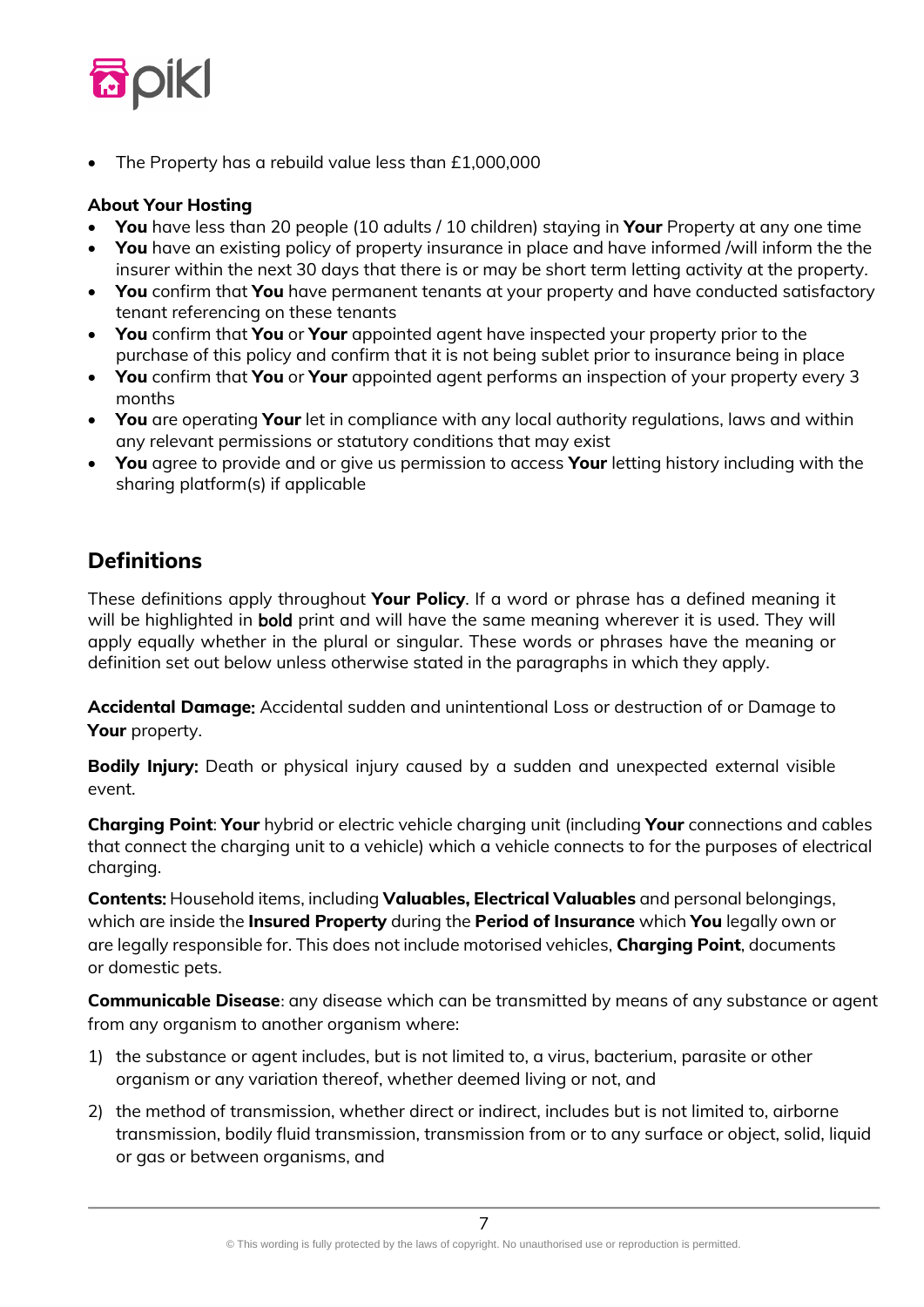- The Property has a rebuild value less than £1,000,000

**About Your Hosting**

- **You** have less than 20 people (10 adults / 10 children) staying in **Your** Property at any one time
- **You** have an existing policy of property insurance in place and have informed /will inform the the insurer within the next 30 days that there is or may be short term letting activity at the property.
- **You** confirm that **You** have permanent tenants at your property and have conducted satisfactory tenant referencing on these tenants
- **You** confirm that **You** or **Your** appointed agent have inspected your property prior to the purchase of this policy and confirm that it is not being sublet prior to insurance being in place
- **You** confirm that **You** or **Your** appointed agent performs an inspection of your property every 3 months
- **You** are operating **Your** let in compliance with any local authority regulations, laws and within any relevant permissions or statutory conditions that may exist
- **You** agree to provide and or give us permission to access **Your** letting history including with the sharing platform(s) if applicable

## Definitions

These definitions apply throughout **Your Policy**. If a word or phrase has a defined meaning it will be highlighted in **bold** print and will have the same meaning wherever it is used. They will apply equally whether in the plural or singular. These words or phrases have the meaning or definition set out below unless otherwise stated in the paragraphs in which they apply.

**Accidental Damage:** Accidental sudden and unintentional Loss or destruction of or Damage to **Your** property.

**Bodily Injury:** Death or physical injury caused by a sudden and unexpected external visible event.

**Charging Point**: **Your** hybrid or electric vehicle charging unit (including **Your** connections and cables that connect the charging unit to a vehicle) which a vehicle connects to for the purposes of electrical charging.

**Contents:** Household items, including **Valuables, Electrical Valuables** and personal belongings, which are inside the **Insured Property** during the **Period of Insurance** which **You** legally own or are legally responsible for. This does not include motorised vehicles, **Charging Point**, documents or domestic pets.

**Communicable Disease**: any disease which can be transmitted by means of any substance or agent from any organism to another organism where:

1) the substance or agent includes, but is not limited to, a virus, bacterium, parasite or other organism or any variation thereof, whether deemed living or not, and
2) the method of transmission, whether direct or indirect, includes but is not limited to, airborne transmission, bodily fluid transmission, transmission from or to any surface or object, solid, liquid or gas or between organisms, and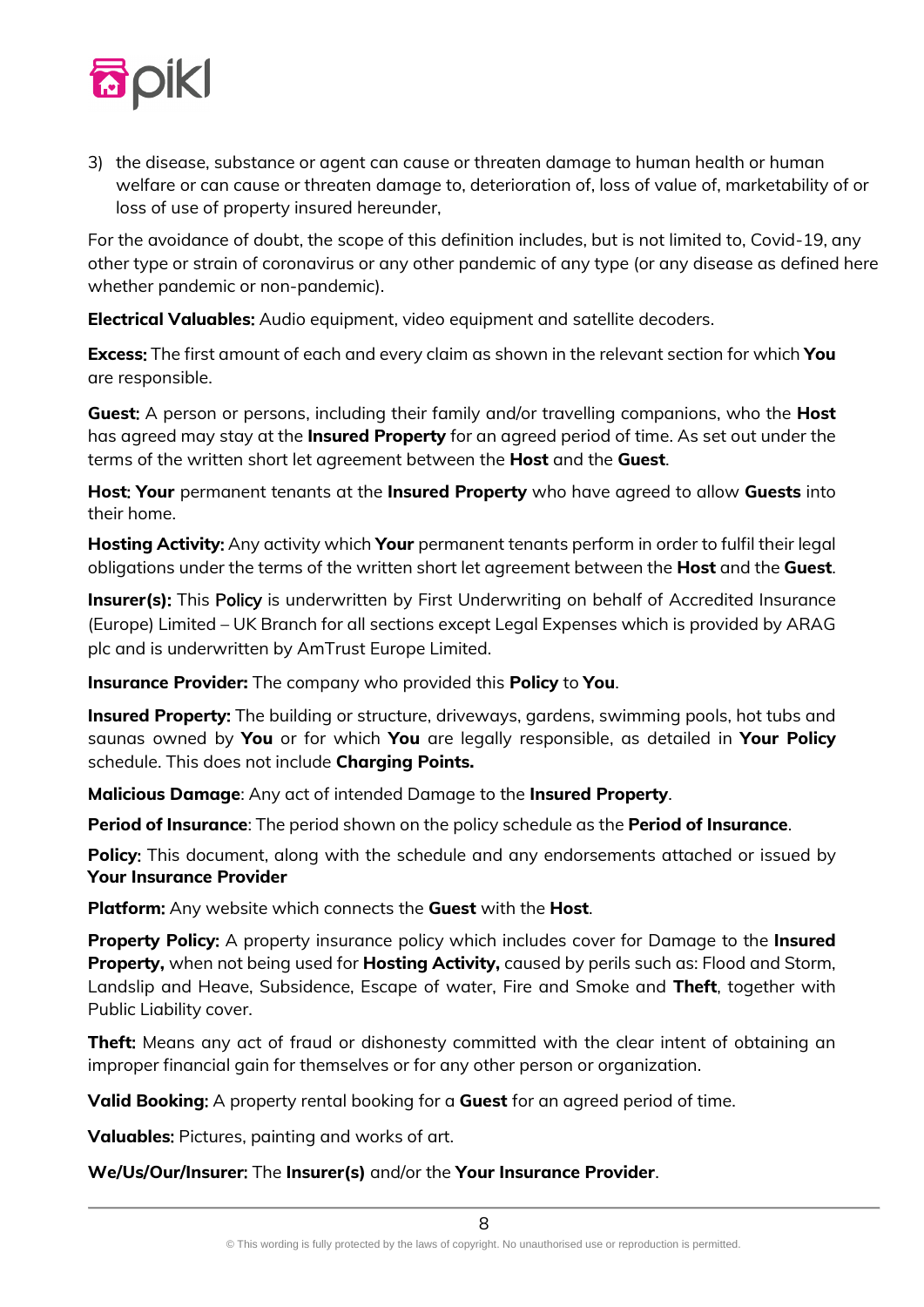3) the disease, substance or agent can cause or threaten damage to human health or human welfare or can cause or threaten damage to, deterioration of, loss of value of, marketability of or loss of use of property insured hereunder,

For the avoidance of doubt, the scope of this definition includes, but is not limited to, Covid-19, any other type or strain of coronavirus or any other pandemic of any type (or any disease as defined here whether pandemic or non-pandemic).

**Electrical Valuables:** Audio equipment, video equipment and satellite decoders.

**Excess:** The first amount of each and every claim as shown in the relevant section for which **You** are responsible.

**Guest:** A person or persons, including their family and/or travelling companions, who the **Host** has agreed may stay at the **Insured Property** for an agreed period of time. As set out under the terms of the written short let agreement between the **Host** and the **Guest**.

**Host**: **Your** permanent tenants at the **Insured Property** who have agreed to allow **Guests** into their home.

**Hosting Activity:** Any activity which **Your** permanent tenants perform in order to fulfil their legal obligations under the terms of the written short let agreement between the **Host** and the **Guest**.

**Insurer(s):** This Policy is underwritten by First Underwriting on behalf of Accredited Insurance (Europe) Limited – UK Branch for all sections except Legal Expenses which is provided by ARAG plc and is underwritten by AmTrust Europe Limited.

**Insurance Provider:** The company who provided this **Policy** to **You**.

**Insured Property:** The building or structure, driveways, gardens, swimming pools, hot tubs and saunas owned by **You** or for which **You** are legally responsible, as detailed in **Your Policy** schedule. This does not include **Charging Points.**

**Malicious Damage**: Any act of intended Damage to the **Insured Property**.

**Period of Insurance**: The period shown on the policy schedule as the **Period of Insurance**.

**Policy**: This document, along with the schedule and any endorsements attached or issued by **Your Insurance Provider**

**Platform:** Any website which connects the **Guest** with the **Host**.

**Property Policy:** A property insurance policy which includes cover for Damage to the **Insured Property,** when not being used for **Hosting Activity,** caused by perils such as: Flood and Storm, Landslip and Heave, Subsidence, Escape of water, Fire and Smoke and **Theft**, together with Public Liability cover.

**Theft:** Means any act of fraud or dishonesty committed with the clear intent of obtaining an improper financial gain for themselves or for any other person or organization.

**Valid Booking:** A property rental booking for a **Guest** for an agreed period of time.

**Valuables:** Pictures, painting and works of art.

**We/Us/Our/Insurer:** The **Insurer(s)** and/or the **Your Insurance Provider**.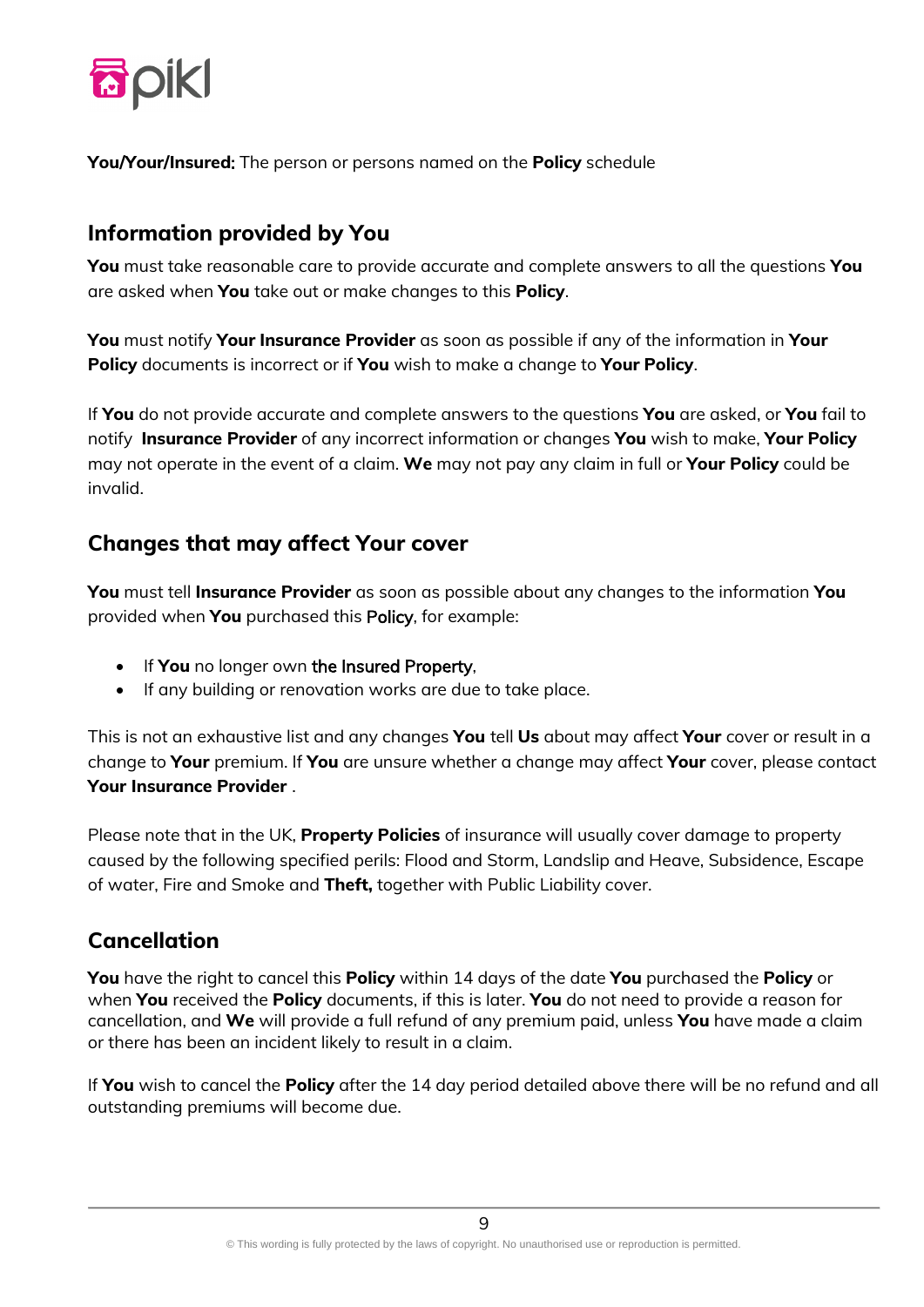**You/Your/Insured:** The person or persons named on the **Policy** schedule

## Information provided by You

**You** must take reasonable care to provide accurate and complete answers to all the questions **You** are asked when **You** take out or make changes to this **Policy**.

**You** must notify **Your Insurance Provider** as soon as possible if any of the information in **Your Policy** documents is incorrect or if **You** wish to make a change to **Your Policy**.

If **You** do not provide accurate and complete answers to the questions **You** are asked, or **You** fail to notify **Insurance Provider** of any incorrect information or changes **You** wish to make, **Your Policy** may not operate in the event of a claim. **We** may not pay any claim in full or **Your Policy** could be invalid.

## Changes that may affect Your cover

**You** must tell **Insurance Provider** as soon as possible about any changes to the information **You** provided when **You** purchased this Policy, for example:

- If **You** no longer own the Insured Property,
- If any building or renovation works are due to take place.

This is not an exhaustive list and any changes **You** tell **Us** about may affect **Your** cover or result in a change to **Your** premium. If **You** are unsure whether a change may affect **Your** cover, please contact **Your Insurance Provider** .

Please note that in the UK, **Property Policies** of insurance will usually cover damage to property caused by the following specified perils: Flood and Storm, Landslip and Heave, Subsidence, Escape of water, Fire and Smoke and **Theft,** together with Public Liability cover.

## Cancellation

**You** have the right to cancel this **Policy** within 14 days of the date **You** purchased the **Policy** or when **You** received the **Policy** documents, if this is later. **You** do not need to provide a reason for cancellation, and **We** will provide a full refund of any premium paid, unless **You** have made a claim or there has been an incident likely to result in a claim.

If **You** wish to cancel the **Policy** after the 14 day period detailed above there will be no refund and all outstanding premiums will become due.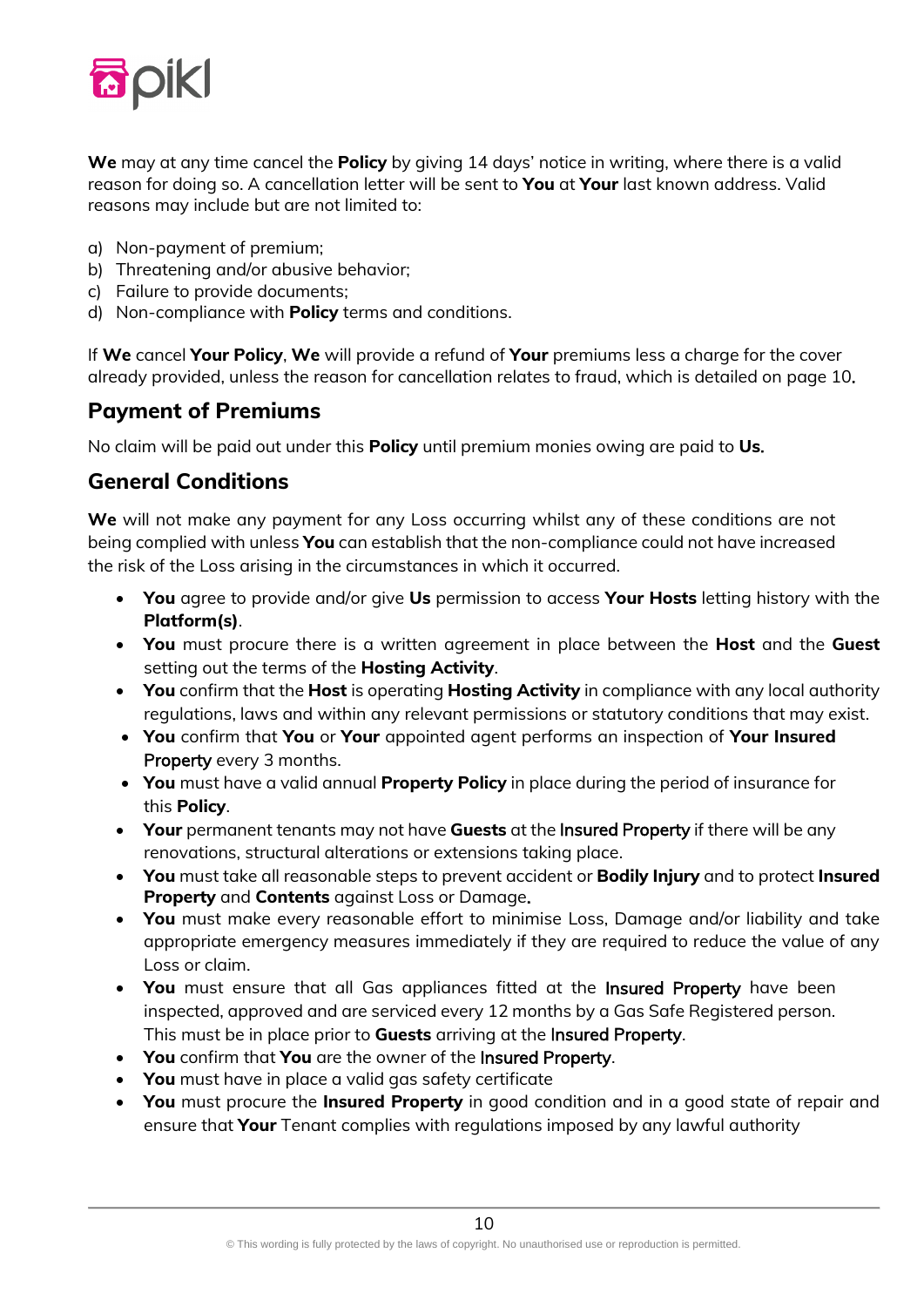**We** may at any time cancel the **Policy** by giving 14 days' notice in writing, where there is a valid reason for doing so. A cancellation letter will be sent to **You** at **Your** last known address. Valid reasons may include but are not limited to:

a) Non-payment of premium;
b) Threatening and/or abusive behavior;
c) Failure to provide documents;
d) Non-compliance with **Policy** terms and conditions.

If **We** cancel **Your Policy**, **We** will provide a refund of **Your** premiums less a charge for the cover already provided, unless the reason for cancellation relates to fraud, which is detailed on page 10.

## Payment of Premiums

No claim will be paid out under this **Policy** until premium monies owing are paid to **Us.**

## General Conditions

**We** will not make any payment for any Loss occurring whilst any of these conditions are not being complied with unless **You** can establish that the non-compliance could not have increased the risk of the Loss arising in the circumstances in which it occurred.

- **You** agree to provide and/or give **Us** permission to access **Your Hosts** letting history with the **Platform(s)**.
- **You** must procure there is a written agreement in place between the **Host** and the **Guest** setting out the terms of the **Hosting Activity**.
- **You** confirm that the **Host** is operating **Hosting Activity** in compliance with any local authority regulations, laws and within any relevant permissions or statutory conditions that may exist.
- **You** confirm that **You** or **Your** appointed agent performs an inspection of **Your Insured** Property every 3 months.
- **You** must have a valid annual **Property Policy** in place during the period of insurance for this **Policy**.
- **Your** permanent tenants may not have **Guests** at the Insured Property if there will be any renovations, structural alterations or extensions taking place.
- **You** must take all reasonable steps to prevent accident or **Bodily Injury** and to protect **Insured Property** and **Contents** against Loss or Damage.
- **You** must make every reasonable effort to minimise Loss, Damage and/or liability and take appropriate emergency measures immediately if they are required to reduce the value of any Loss or claim.
- **You** must ensure that all Gas appliances fitted at the Insured Property have been inspected, approved and are serviced every 12 months by a Gas Safe Registered person. This must be in place prior to **Guests** arriving at the Insured Property.
- **You** confirm that **You** are the owner of the Insured Property.
- **You** must have in place a valid gas safety certificate
- **You** must procure the **Insured Property** in good condition and in a good state of repair and ensure that **Your** Tenant complies with regulations imposed by any lawful authority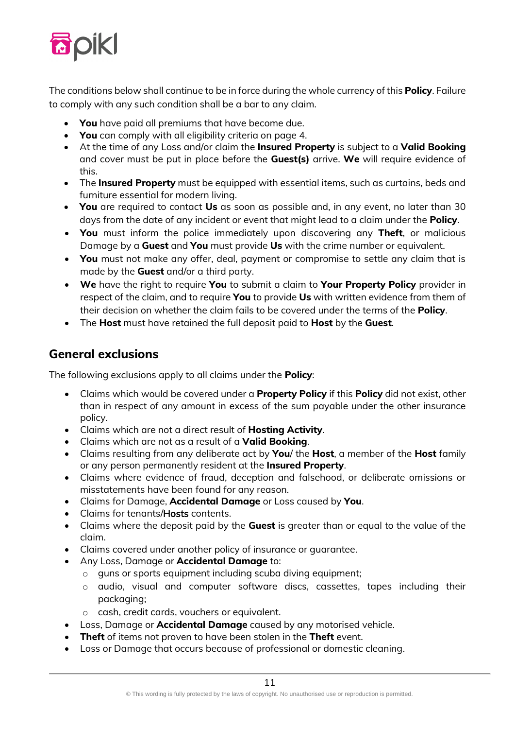The conditions below shall continue to be in force during the whole currency of this **Policy**. Failure to comply with any such condition shall be a bar to any claim.

- **You** have paid all premiums that have become due.
- **You** can comply with all eligibility criteria on page 4.
- At the time of any Loss and/or claim the **Insured Property** is subject to a **Valid Booking** and cover must be put in place before the **Guest(s)** arrive. **We** will require evidence of this.
- The **Insured Property** must be equipped with essential items, such as curtains, beds and furniture essential for modern living.
- **You** are required to contact **Us** as soon as possible and, in any event, no later than 30 days from the date of any incident or event that might lead to a claim under the **Policy**.
- **You** must inform the police immediately upon discovering any **Theft**, or malicious Damage by a **Guest** and **You** must provide **Us** with the crime number or equivalent.
- **You** must not make any offer, deal, payment or compromise to settle any claim that is made by the **Guest** and/or a third party.
- **We** have the right to require **You** to submit a claim to **Your Property Policy** provider in respect of the claim, and to require **You** to provide **Us** with written evidence from them of their decision on whether the claim fails to be covered under the terms of the **Policy**.
- The **Host** must have retained the full deposit paid to **Host** by the **Guest**.

## General exclusions

The following exclusions apply to all claims under the **Policy**:

- Claims which would be covered under a **Property Policy** if this **Policy** did not exist, other than in respect of any amount in excess of the sum payable under the other insurance policy.
- Claims which are not a direct result of **Hosting Activity**.
- Claims which are not as a result of a **Valid Booking**.
- Claims resulting from any deliberate act by **You**/ the **Host**, a member of the **Host** family or any person permanently resident at the **Insured Property**.
- Claims where evidence of fraud, deception and falsehood, or deliberate omissions or misstatements have been found for any reason.
- Claims for Damage, **Accidental Damage** or Loss caused by **You**.
- Claims for tenants/Hosts contents.
- Claims where the deposit paid by the **Guest** is greater than or equal to the value of the claim.
- Claims covered under another policy of insurance or guarantee.
- Any Loss, Damage or **Accidental Damage** to:
  - guns or sports equipment including scuba diving equipment;
  - audio, visual and computer software discs, cassettes, tapes including their packaging;
  - cash, credit cards, vouchers or equivalent.
- Loss, Damage or **Accidental Damage** caused by any motorised vehicle.
- **Theft** of items not proven to have been stolen in the **Theft** event.
- Loss or Damage that occurs because of professional or domestic cleaning.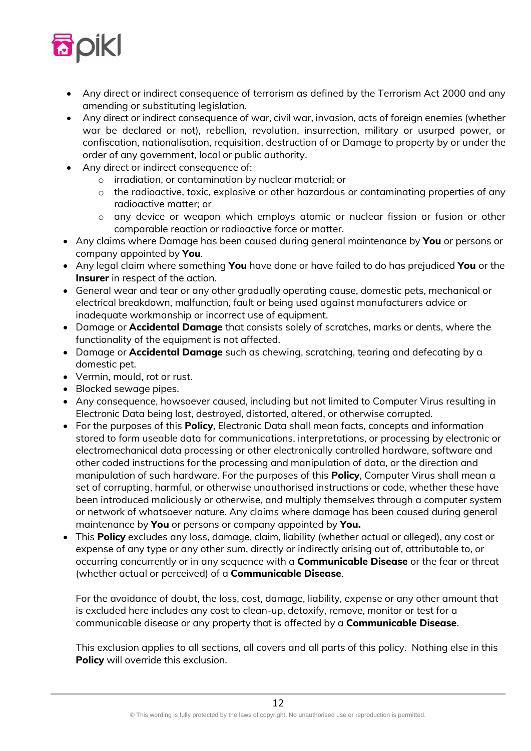- Any direct or indirect consequence of terrorism as defined by the Terrorism Act 2000 and any amending or substituting legislation.
- Any direct or indirect consequence of war, civil war, invasion, acts of foreign enemies (whether war be declared or not), rebellion, revolution, insurrection, military or usurped power, or confiscation, nationalisation, requisition, destruction of or Damage to property by or under the order of any government, local or public authority.
- Any direct or indirect consequence of:
    - irradiation, or contamination by nuclear material; or
    - the radioactive, toxic, explosive or other hazardous or contaminating properties of any radioactive matter; or
    - any device or weapon which employs atomic or nuclear fission or fusion or other comparable reaction or radioactive force or matter.
- Any claims where Damage has been caused during general maintenance by **You** or persons or company appointed by **You**.
- Any legal claim where something **You** have done or have failed to do has prejudiced **You** or the **Insurer** in respect of the action.
- General wear and tear or any other gradually operating cause, domestic pets, mechanical or electrical breakdown, malfunction, fault or being used against manufacturers advice or inadequate workmanship or incorrect use of equipment.
- Damage or **Accidental Damage** that consists solely of scratches, marks or dents, where the functionality of the equipment is not affected.
- Damage or **Accidental Damage** such as chewing, scratching, tearing and defecating by a domestic pet.
- Vermin, mould, rot or rust.
- Blocked sewage pipes.
- Any consequence, howsoever caused, including but not limited to Computer Virus resulting in Electronic Data being lost, destroyed, distorted, altered, or otherwise corrupted.
- For the purposes of this **Policy**, Electronic Data shall mean facts, concepts and information stored to form useable data for communications, interpretations, or processing by electronic or electromechanical data processing or other electronically controlled hardware, software and other coded instructions for the processing and manipulation of data, or the direction and manipulation of such hardware. For the purposes of this **Policy**, Computer Virus shall mean a set of corrupting, harmful, or otherwise unauthorised instructions or code, whether these have been introduced maliciously or otherwise, and multiply themselves through a computer system or network of whatsoever nature. Any claims where damage has been caused during general maintenance by **You** or persons or company appointed by **You.**
- This **Policy** excludes any loss, damage, claim, liability (whether actual or alleged), any cost or expense of any type or any other sum, directly or indirectly arising out of, attributable to, or occurring concurrently or in any sequence with a **Communicable Disease** or the fear or threat (whether actual or perceived) of a **Communicable Disease**.

  For the avoidance of doubt, the loss, cost, damage, liability, expense or any other amount that is excluded here includes any cost to clean-up, detoxify, remove, monitor or test for a communicable disease or any property that is affected by a **Communicable Disease**.

  This exclusion applies to all sections, all covers and all parts of this policy. Nothing else in this **Policy** will override this exclusion.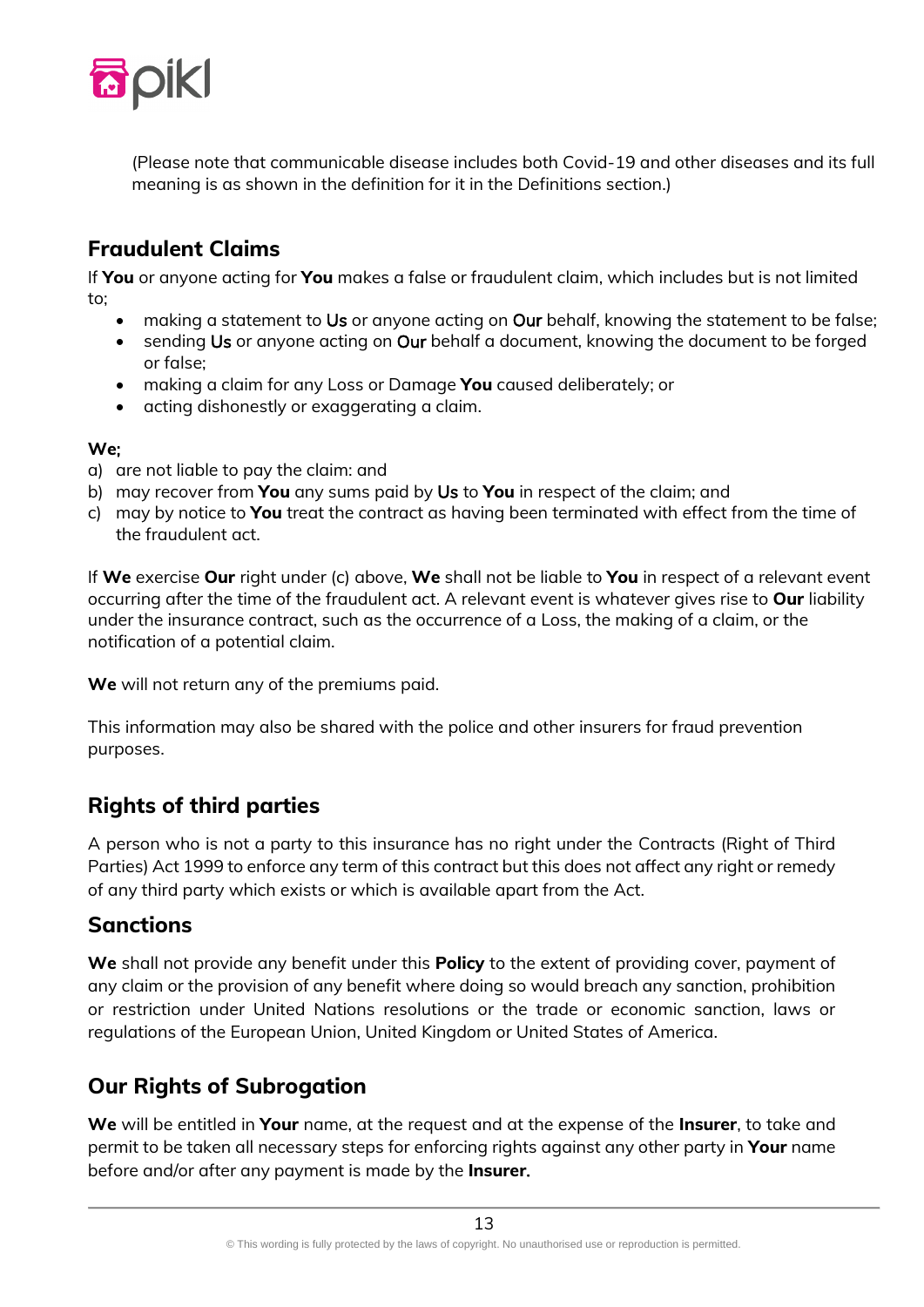(Please note that communicable disease includes both Covid-19 and other diseases and its full meaning is as shown in the definition for it in the Definitions section.)

## Fraudulent Claims

If **You** or anyone acting for **You** makes a false or fraudulent claim, which includes but is not limited to;

- making a statement to Us or anyone acting on Our behalf, knowing the statement to be false;
- sending Us or anyone acting on Our behalf a document, knowing the document to be forged or false;
- making a claim for any Loss or Damage **You** caused deliberately; or
- acting dishonestly or exaggerating a claim.

**We;**

a) are not liable to pay the claim: and
b) may recover from **You** any sums paid by **Us** to **You** in respect of the claim; and
c) may by notice to **You** treat the contract as having been terminated with effect from the time of the fraudulent act.

If **We** exercise **Our** right under (c) above, **We** shall not be liable to **You** in respect of a relevant event occurring after the time of the fraudulent act. A relevant event is whatever gives rise to **Our** liability under the insurance contract, such as the occurrence of a Loss, the making of a claim, or the notification of a potential claim.

**We** will not return any of the premiums paid.

This information may also be shared with the police and other insurers for fraud prevention purposes.

## Rights of third parties

A person who is not a party to this insurance has no right under the Contracts (Right of Third Parties) Act 1999 to enforce any term of this contract but this does not affect any right or remedy of any third party which exists or which is available apart from the Act.

## Sanctions

**We** shall not provide any benefit under this **Policy** to the extent of providing cover, payment of any claim or the provision of any benefit where doing so would breach any sanction, prohibition or restriction under United Nations resolutions or the trade or economic sanction, laws or regulations of the European Union, United Kingdom or United States of America.

## Our Rights of Subrogation

**We** will be entitled in **Your** name, at the request and at the expense of the **Insurer**, to take and permit to be taken all necessary steps for enforcing rights against any other party in **Your** name before and/or after any payment is made by the **Insurer.**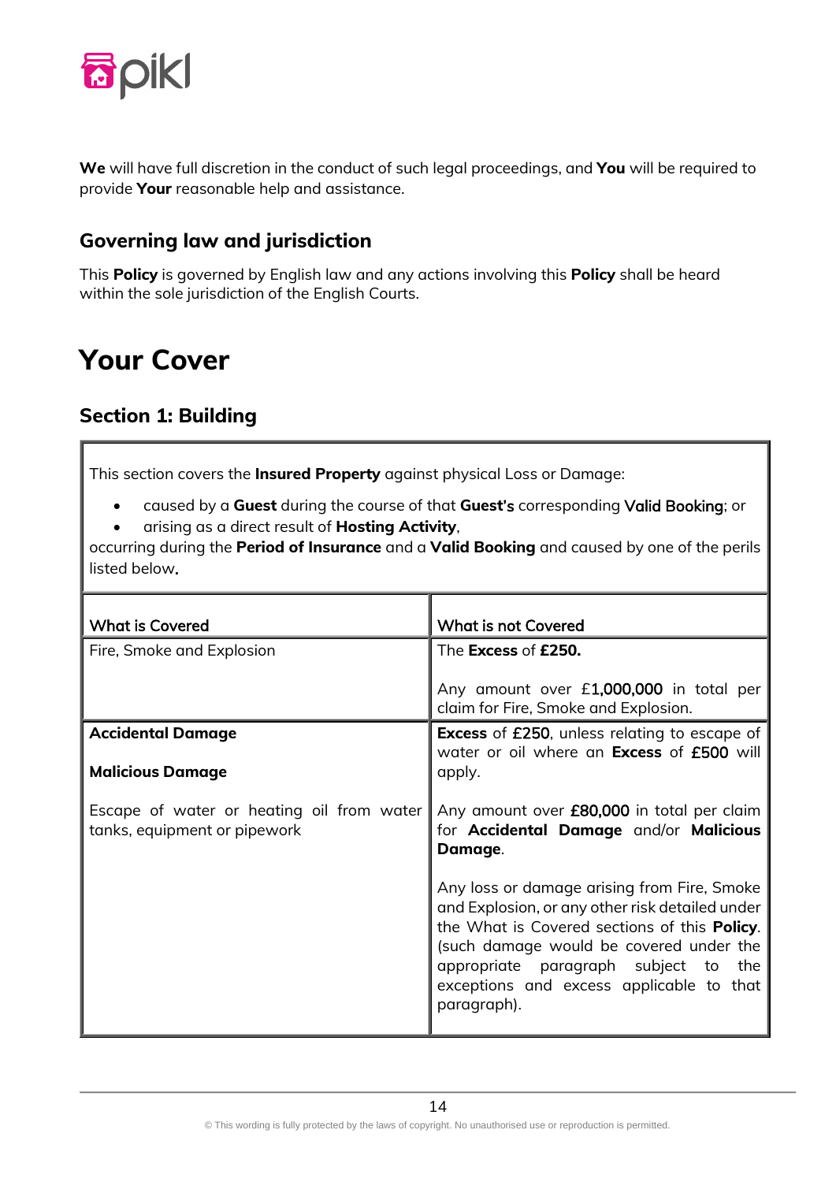**We** will have full discretion in the conduct of such legal proceedings, and **You** will be required to provide **Your** reasonable help and assistance.

## Governing law and jurisdiction

This **Policy** is governed by English law and any actions involving this **Policy** shall be heard within the sole jurisdiction of the English Courts.

# Your Cover

## Section 1: Building

This section covers the **Insured Property** against physical Loss or Damage:

- caused by a **Guest** during the course of that **Guest's** corresponding Valid Booking; or
- arising as a direct result of **Hosting Activity**,

occurring during the **Period of Insurance** and a **Valid Booking** and caused by one of the perils listed below.

| What is Covered | What is not Covered |
| --- | --- |
| Fire, Smoke and Explosion | The **Excess** of **£250.**<br><br>Any amount over £1,000,000 in total per claim for Fire, Smoke and Explosion. |
| **Accidental Damage**<br><br>**Malicious Damage**<br><br>Escape of water or heating oil from water tanks, equipment or pipework | **Excess** of £250, unless relating to escape of water or oil where an **Excess** of £500 will apply.<br><br>Any amount over £80,000 in total per claim for **Accidental Damage** and/or **Malicious Damage**.<br><br>Any loss or damage arising from Fire, Smoke and Explosion, or any other risk detailed under the What is Covered sections of this **Policy**. (such damage would be covered under the appropriate paragraph subject to the exceptions and excess applicable to that paragraph). |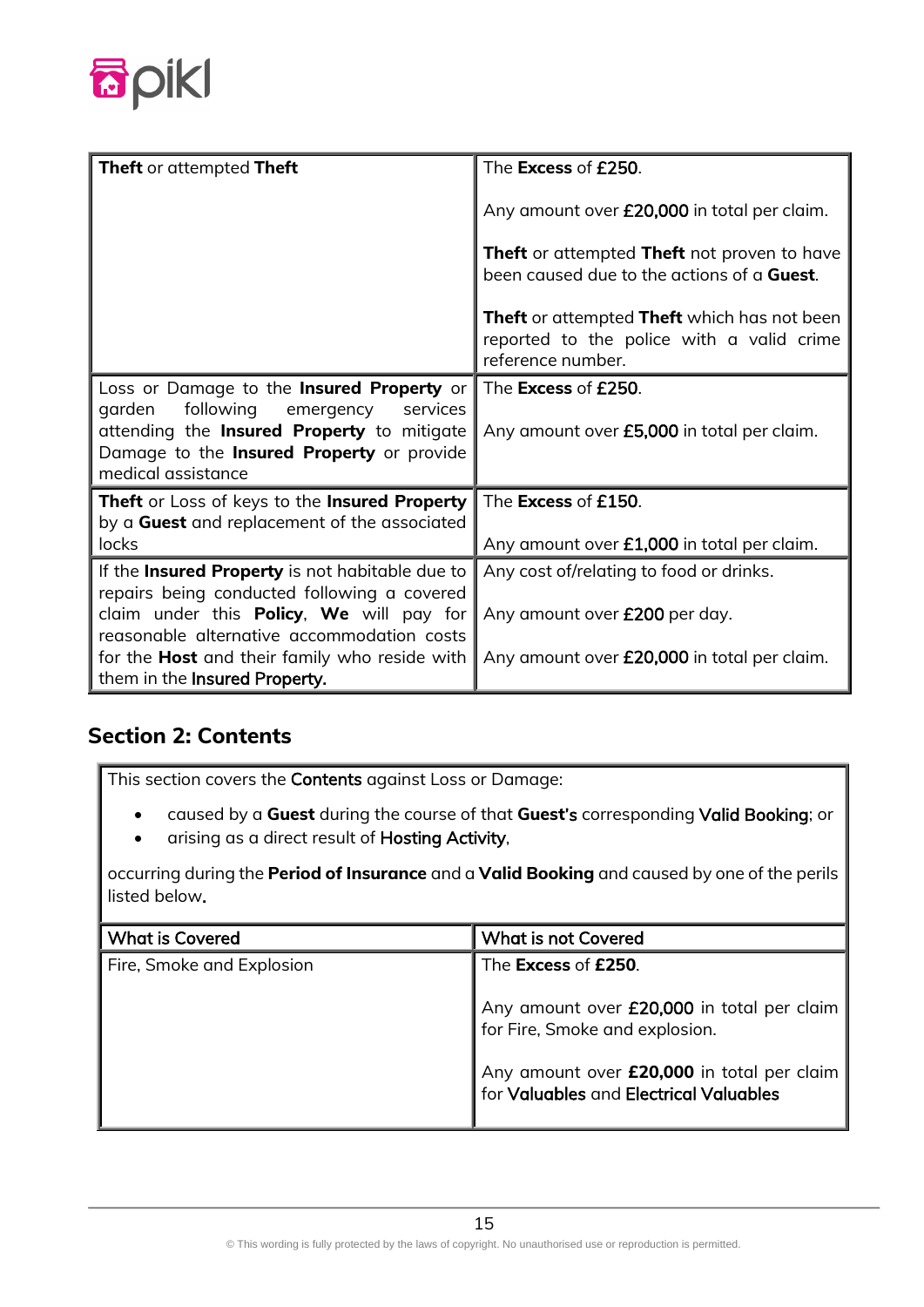| | |
|---|---|
| **Theft** or attempted **Theft** | The **Excess** of £250.<br><br>Any amount over £20,000 in total per claim.<br><br>**Theft** or attempted **Theft** not proven to have been caused due to the actions of a **Guest**.<br><br>**Theft** or attempted **Theft** which has not been reported to the police with a valid crime reference number. |
| Loss or Damage to the **Insured Property** or garden following emergency services attending the **Insured Property** to mitigate Damage to the **Insured Property** or provide medical assistance | The **Excess** of £250.<br><br>Any amount over £5,000 in total per claim. |
| **Theft** or Loss of keys to the **Insured Property** by a **Guest** and replacement of the associated locks | The **Excess** of £150.<br><br>Any amount over £1,000 in total per claim. |
| If the **Insured Property** is not habitable due to repairs being conducted following a covered claim under this **Policy**, **We** will pay for reasonable alternative accommodation costs for the **Host** and their family who reside with them in the Insured Property. | Any cost of/relating to food or drinks.<br><br>Any amount over £200 per day.<br><br>Any amount over £20,000 in total per claim. |

## Section 2: Contents

This section covers the Contents against Loss or Damage:

- caused by a **Guest** during the course of that **Guest's** corresponding Valid Booking; or
- arising as a direct result of Hosting Activity,

occurring during the **Period of Insurance** and a **Valid Booking** and caused by one of the perils listed below.

| What is Covered | What is not Covered |
|---|---|
| Fire, Smoke and Explosion | The **Excess** of **£250**.<br><br>Any amount over £20,000 in total per claim for Fire, Smoke and explosion.<br><br>Any amount over **£20,000** in total per claim for Valuables and Electrical Valuables |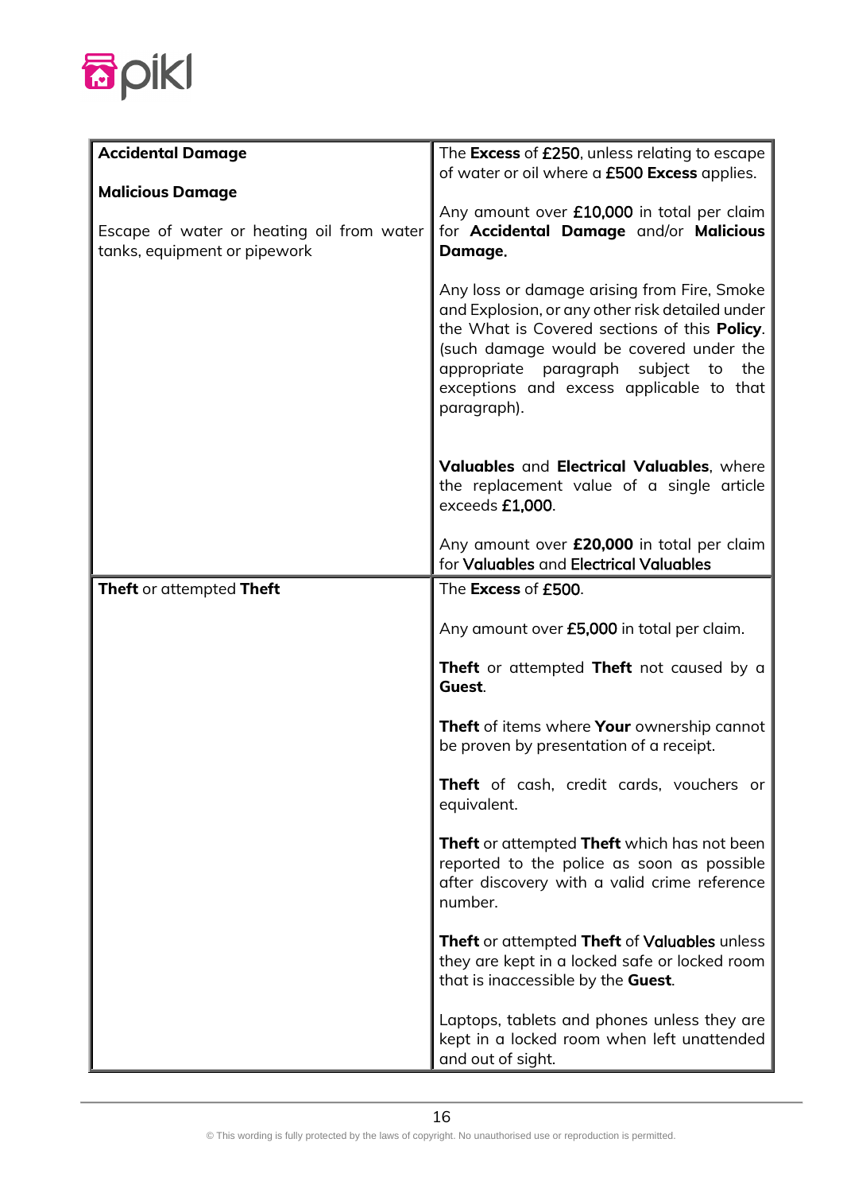| | |
|---|---|
| **Accidental Damage**<br><br>**Malicious Damage**<br><br>Escape of water or heating oil from water tanks, equipment or pipework | The **Excess** of £250, unless relating to escape of water or oil where a £500 **Excess** applies.<br><br>Any amount over £10,000 in total per claim for **Accidental Damage** and/or **Malicious Damage**.<br><br>Any loss or damage arising from Fire, Smoke and Explosion, or any other risk detailed under the What is Covered sections of this **Policy**. (such damage would be covered under the appropriate paragraph subject to the exceptions and excess applicable to that paragraph).<br><br>**Valuables** and **Electrical Valuables**, where the replacement value of a single article exceeds £1,000.<br><br>Any amount over **£20,000** in total per claim for Valuables and Electrical Valuables |
| **Theft** or attempted **Theft** | The **Excess** of £500.<br><br>Any amount over £5,000 in total per claim.<br><br>**Theft** or attempted **Theft** not caused by a **Guest**.<br><br>**Theft** of items where **Your** ownership cannot be proven by presentation of a receipt.<br><br>**Theft** of cash, credit cards, vouchers or equivalent.<br><br>**Theft** or attempted **Theft** which has not been reported to the police as soon as possible after discovery with a valid crime reference number.<br><br>**Theft** or attempted **Theft** of Valuables unless they are kept in a locked safe or locked room that is inaccessible by the **Guest**.<br><br>Laptops, tablets and phones unless they are kept in a locked room when left unattended and out of sight. |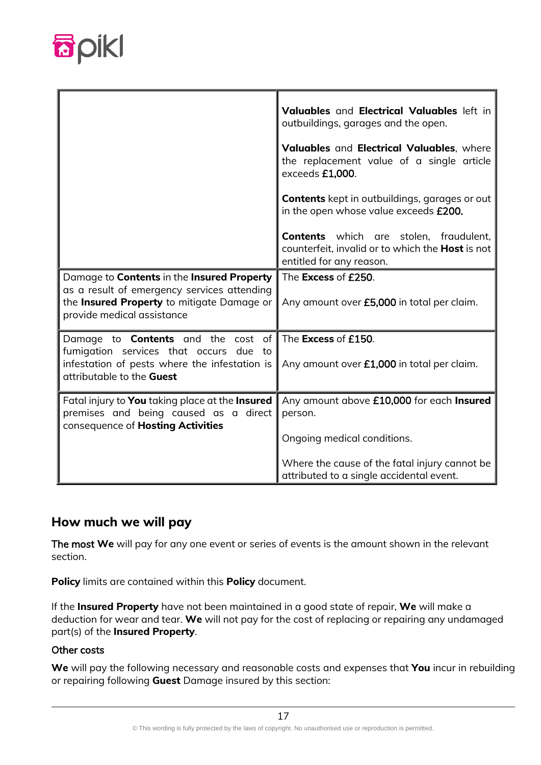| | |
|---|---|
| | **Valuables** and **Electrical Valuables** left in outbuildings, garages and the open.<br><br>**Valuables** and **Electrical Valuables**, where the replacement value of a single article exceeds £1,000.<br><br>**Contents** kept in outbuildings, garages or out in the open whose value exceeds £200.<br><br>**Contents** which are stolen, fraudulent, counterfeit, invalid or to which the **Host** is not entitled for any reason. |
| Damage to **Contents** in the **Insured Property** as a result of emergency services attending the **Insured Property** to mitigate Damage or provide medical assistance | The **Excess** of £250.<br><br>Any amount over £5,000 in total per claim. |
| Damage to **Contents** and the cost of fumigation services that occurs due to infestation of pests where the infestation is attributable to the **Guest** | The **Excess** of £150.<br><br>Any amount over £1,000 in total per claim. |
| Fatal injury to **You** taking place at the **Insured** premises and being caused as a direct consequence of **Hosting Activities** | Any amount above £10,000 for each **Insured** person.<br><br>Ongoing medical conditions.<br><br>Where the cause of the fatal injury cannot be attributed to a single accidental event. |

## How much we will pay

The most **We** will pay for any one event or series of events is the amount shown in the relevant section.

**Policy** limits are contained within this **Policy** document.

If the **Insured Property** have not been maintained in a good state of repair, **We** will make a deduction for wear and tear. **We** will not pay for the cost of replacing or repairing any undamaged part(s) of the **Insured Property**.

### Other costs

**We** will pay the following necessary and reasonable costs and expenses that **You** incur in rebuilding or repairing following **Guest** Damage insured by this section: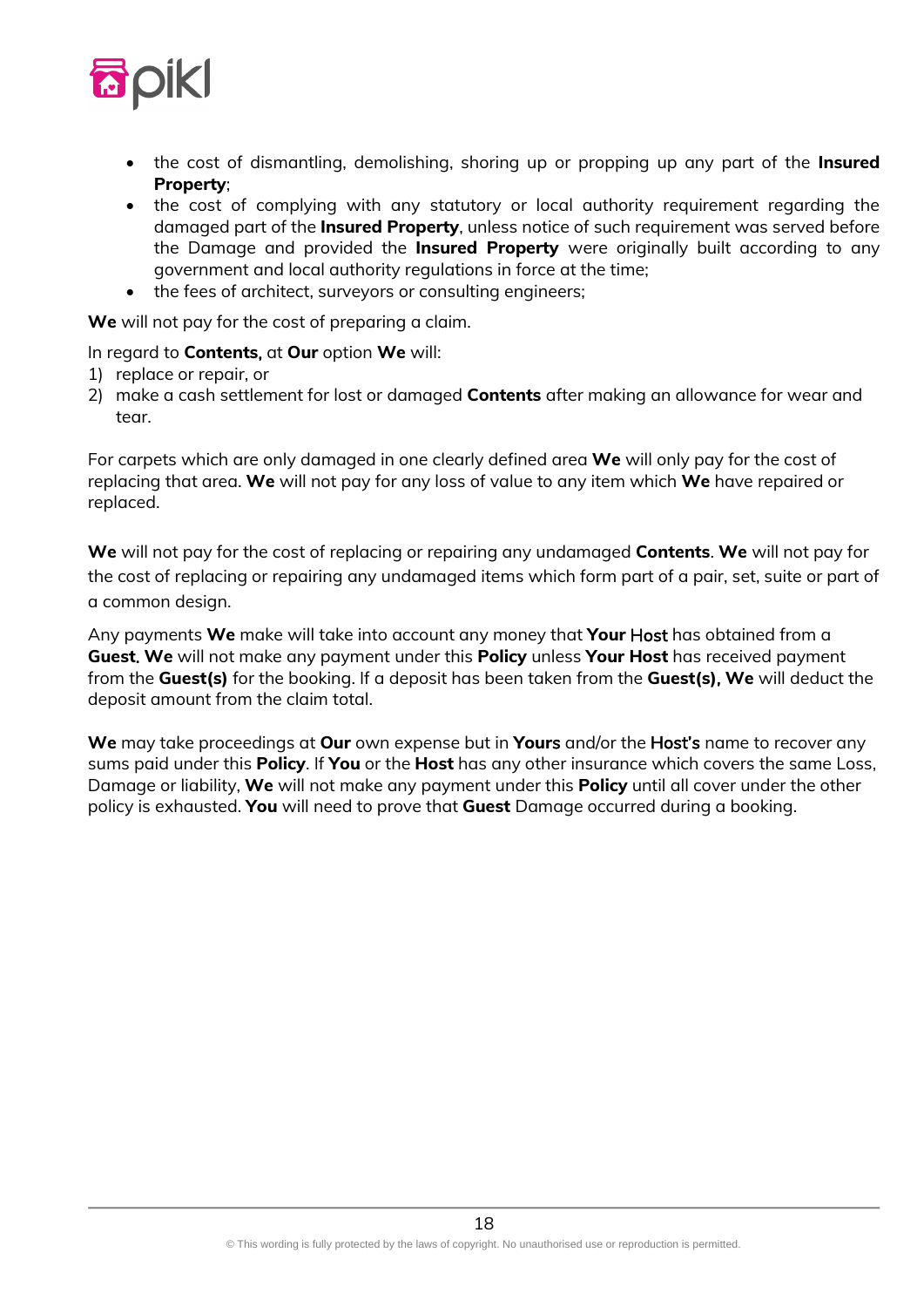- the cost of dismantling, demolishing, shoring up or propping up any part of the **Insured Property**;
- the cost of complying with any statutory or local authority requirement regarding the damaged part of the **Insured Property**, unless notice of such requirement was served before the Damage and provided the **Insured Property** were originally built according to any government and local authority regulations in force at the time;
- the fees of architect, surveyors or consulting engineers;

**We** will not pay for the cost of preparing a claim.

In regard to **Contents,** at **Our** option **We** will:

1) replace or repair, or
2) make a cash settlement for lost or damaged **Contents** after making an allowance for wear and tear.

For carpets which are only damaged in one clearly defined area **We** will only pay for the cost of replacing that area. **We** will not pay for any loss of value to any item which **We** have repaired or replaced.

**We** will not pay for the cost of replacing or repairing any undamaged **Contents**. **We** will not pay for the cost of replacing or repairing any undamaged items which form part of a pair, set, suite or part of a common design.

Any payments **We** make will take into account any money that **Your** Host has obtained from a **Guest**. **We** will not make any payment under this **Policy** unless **Your Host** has received payment from the **Guest(s)** for the booking. If a deposit has been taken from the **Guest(s), We** will deduct the deposit amount from the claim total.

**We** may take proceedings at **Our** own expense but in **Yours** and/or the Host's name to recover any sums paid under this **Policy**. If **You** or the **Host** has any other insurance which covers the same Loss, Damage or liability, **We** will not make any payment under this **Policy** until all cover under the other policy is exhausted. **You** will need to prove that **Guest** Damage occurred during a booking.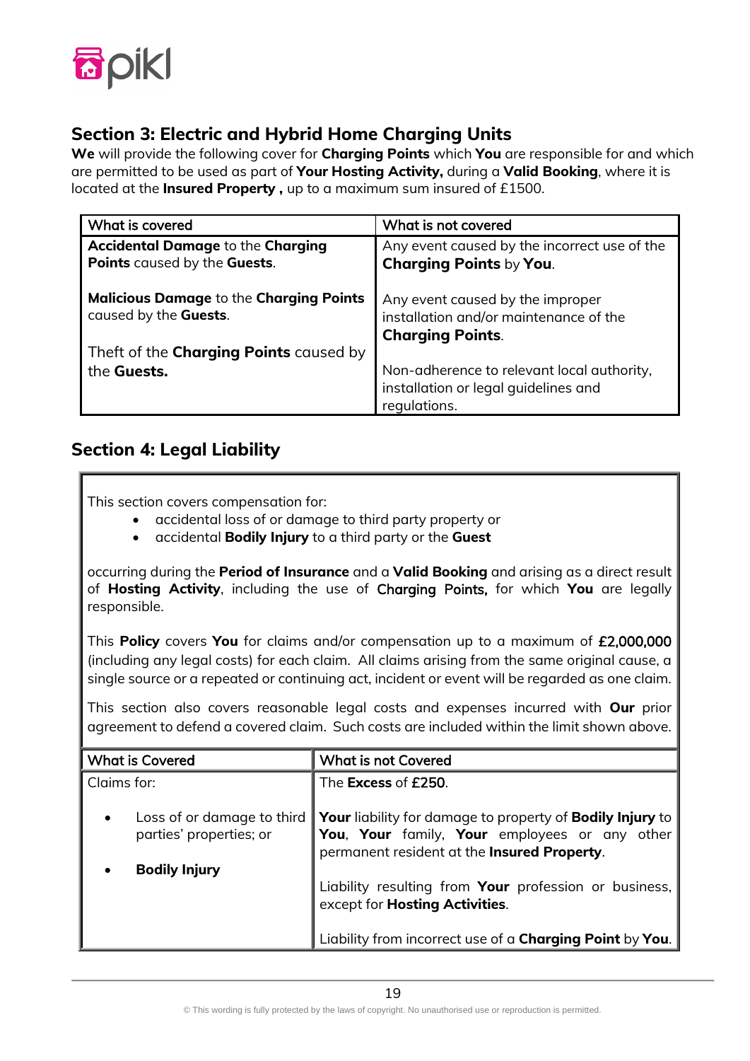## Section 3: Electric and Hybrid Home Charging Units

**We** will provide the following cover for **Charging Points** which **You** are responsible for and which are permitted to be used as part of **Your Hosting Activity,** during a **Valid Booking**, where it is located at the **Insured Property ,** up to a maximum sum insured of £1500.

| What is covered | What is not covered |
|---|---|
| **Accidental Damage** to the **Charging Points** caused by the **Guests**.<br><br>**Malicious Damage** to the **Charging Points** caused by the **Guests**.<br><br>Theft of the **Charging Points** caused by the **Guests.** | Any event caused by the incorrect use of the **Charging Points** by **You**.<br><br>Any event caused by the improper installation and/or maintenance of the **Charging Points**.<br><br>Non-adherence to relevant local authority, installation or legal guidelines and regulations. |

## Section 4: Legal Liability

This section covers compensation for:

- accidental loss of or damage to third party property or
- accidental **Bodily Injury** to a third party or the **Guest**

occurring during the **Period of Insurance** and a **Valid Booking** and arising as a direct result of **Hosting Activity**, including the use of Charging Points, for which **You** are legally responsible.

This **Policy** covers **You** for claims and/or compensation up to a maximum of £2,000,000 (including any legal costs) for each claim. All claims arising from the same original cause, a single source or a repeated or continuing act, incident or event will be regarded as one claim.

This section also covers reasonable legal costs and expenses incurred with **Our** prior agreement to defend a covered claim. Such costs are included within the limit shown above.

| What is Covered | What is not Covered |
|---|---|
| Claims for:<br><br>• Loss of or damage to third parties' properties; or<br><br>• **Bodily Injury** | The **Excess** of **£250**.<br><br>**Your** liability for damage to property of **Bodily Injury** to **You**, **Your** family, **Your** employees or any other permanent resident at the **Insured Property**.<br><br>Liability resulting from **Your** profession or business, except for **Hosting Activities**.<br><br>Liability from incorrect use of a **Charging Point** by **You**. |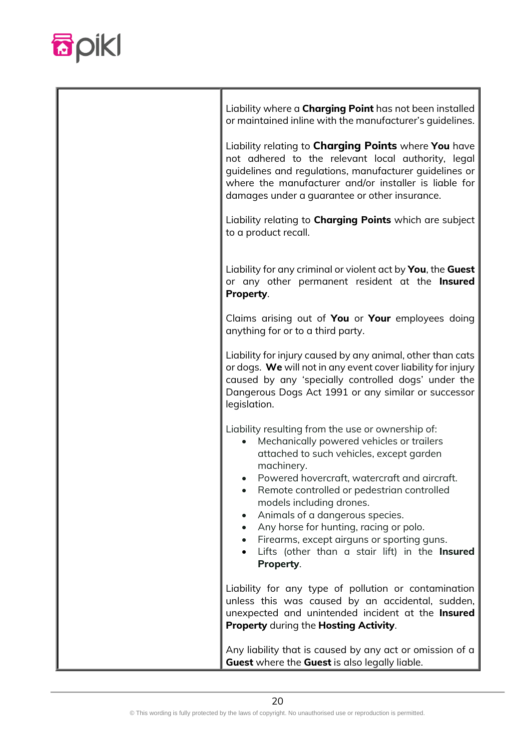| | |
|---|---|
| | Liability where a **Charging Point** has not been installed or maintained inline with the manufacturer's guidelines.<br><br>Liability relating to **Charging Points** where **You** have not adhered to the relevant local authority, legal guidelines and regulations, manufacturer guidelines or where the manufacturer and/or installer is liable for damages under a guarantee or other insurance.<br><br>Liability relating to **Charging Points** which are subject to a product recall.<br><br>Liability for any criminal or violent act by **You**, the **Guest** or any other permanent resident at the **Insured Property**.<br><br>Claims arising out of **You** or **Your** employees doing anything for or to a third party.<br><br>Liability for injury caused by any animal, other than cats or dogs. **We** will not in any event cover liability for injury caused by any 'specially controlled dogs' under the Dangerous Dogs Act 1991 or any similar or successor legislation.<br><br>Liability resulting from the use or ownership of:<br>• Mechanically powered vehicles or trailers attached to such vehicles, except garden machinery.<br>• Powered hovercraft, watercraft and aircraft.<br>• Remote controlled or pedestrian controlled models including drones.<br>• Animals of a dangerous species.<br>• Any horse for hunting, racing or polo.<br>• Firearms, except airguns or sporting guns.<br>• Lifts (other than a stair lift) in the **Insured Property**.<br><br>Liability for any type of pollution or contamination unless this was caused by an accidental, sudden, unexpected and unintended incident at the **Insured Property** during the **Hosting Activity**.<br><br>Any liability that is caused by any act or omission of a **Guest** where the **Guest** is also legally liable. |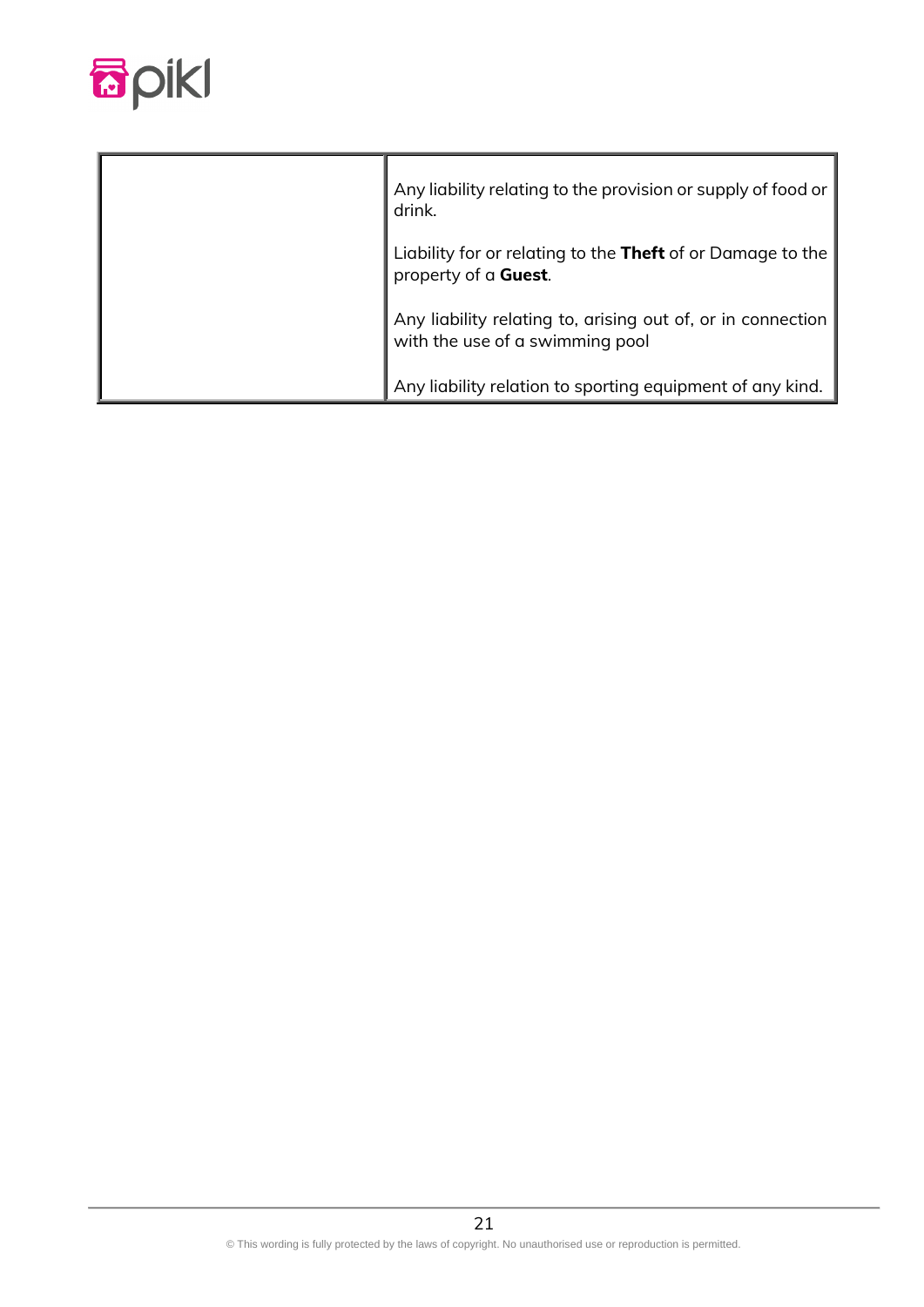| | |
|---|---|
| | Any liability relating to the provision or supply of food or drink.<br><br>Liability for or relating to the **Theft** of or Damage to the property of a **Guest**.<br><br>Any liability relating to, arising out of, or in connection with the use of a swimming pool<br><br>Any liability relation to sporting equipment of any kind. |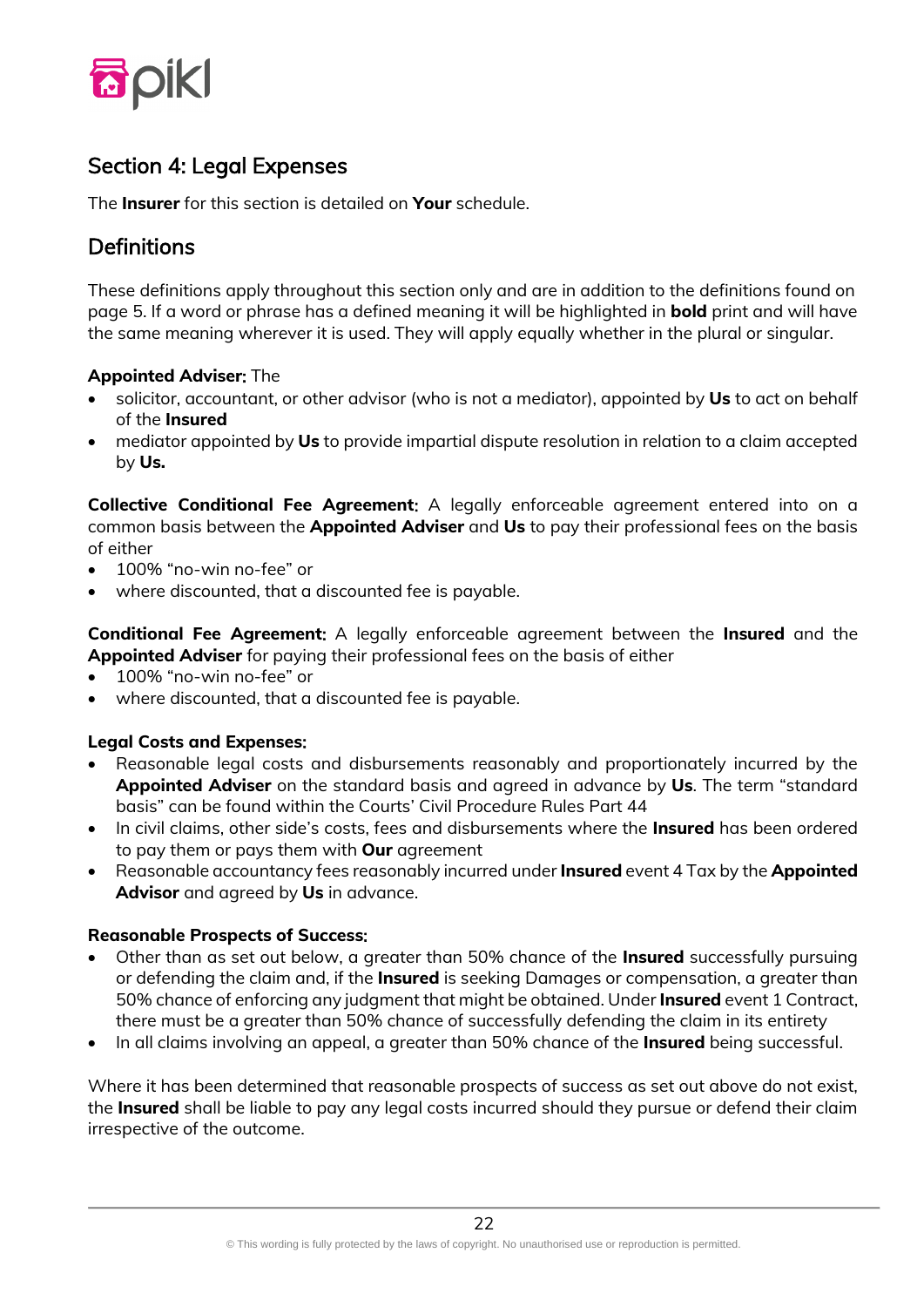## Section 4: Legal Expenses

The **Insurer** for this section is detailed on **Your** schedule.

## Definitions

These definitions apply throughout this section only and are in addition to the definitions found on page 5. If a word or phrase has a defined meaning it will be highlighted in **bold** print and will have the same meaning wherever it is used. They will apply equally whether in the plural or singular.

**Appointed Adviser:** The

- solicitor, accountant, or other advisor (who is not a mediator), appointed by **Us** to act on behalf of the **Insured**
- mediator appointed by **Us** to provide impartial dispute resolution in relation to a claim accepted by **Us.**

**Collective Conditional Fee Agreement:** A legally enforceable agreement entered into on a common basis between the **Appointed Adviser** and **Us** to pay their professional fees on the basis of either

- 100% "no-win no-fee" or
- where discounted, that a discounted fee is payable.

**Conditional Fee Agreement:** A legally enforceable agreement between the **Insured** and the **Appointed Adviser** for paying their professional fees on the basis of either

- 100% "no-win no-fee" or
- where discounted, that a discounted fee is payable.

**Legal Costs and Expenses:**

- Reasonable legal costs and disbursements reasonably and proportionately incurred by the **Appointed Adviser** on the standard basis and agreed in advance by **Us**. The term "standard basis" can be found within the Courts' Civil Procedure Rules Part 44
- In civil claims, other side's costs, fees and disbursements where the **Insured** has been ordered to pay them or pays them with **Our** agreement
- Reasonable accountancy fees reasonably incurred under **Insured** event 4 Tax by the **Appointed Advisor** and agreed by **Us** in advance.

**Reasonable Prospects of Success:**

- Other than as set out below, a greater than 50% chance of the **Insured** successfully pursuing or defending the claim and, if the **Insured** is seeking Damages or compensation, a greater than 50% chance of enforcing any judgment that might be obtained. Under **Insured** event 1 Contract, there must be a greater than 50% chance of successfully defending the claim in its entirety
- In all claims involving an appeal, a greater than 50% chance of the **Insured** being successful.

Where it has been determined that reasonable prospects of success as set out above do not exist, the **Insured** shall be liable to pay any legal costs incurred should they pursue or defend their claim irrespective of the outcome.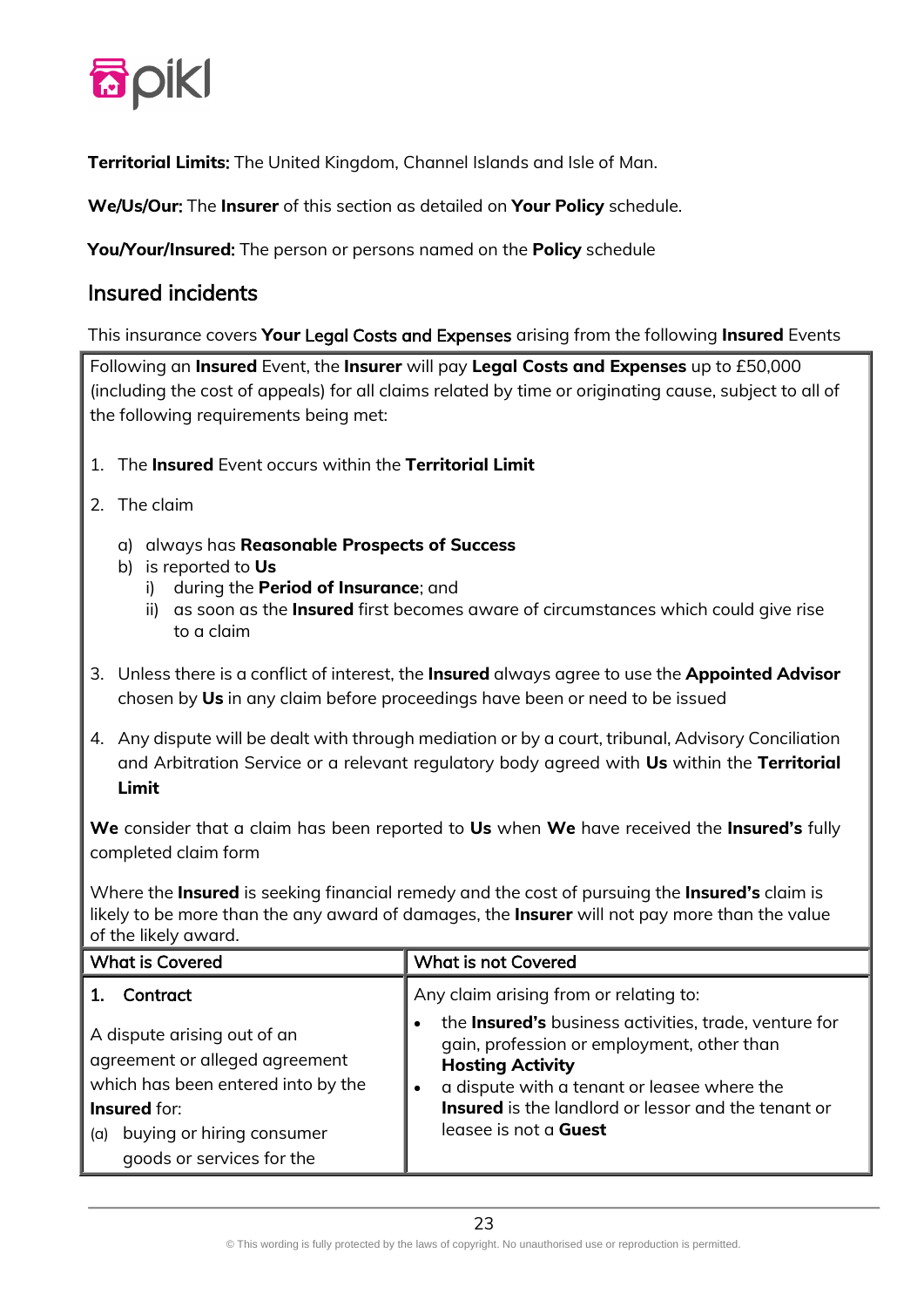**Territorial Limits:** The United Kingdom, Channel Islands and Isle of Man.

**We/Us/Our:** The **Insurer** of this section as detailed on **Your Policy** schedule.

**You/Your/Insured:** The person or persons named on the **Policy** schedule

## Insured incidents

This insurance covers **Your** Legal Costs and Expenses arising from the following **Insured** Events

Following an **Insured** Event, the **Insurer** will pay **Legal Costs and Expenses** up to £50,000 (including the cost of appeals) for all claims related by time or originating cause, subject to all of the following requirements being met:

1. The **Insured** Event occurs within the **Territorial Limit**
2. The claim
    a) always has **Reasonable Prospects of Success**
    b) is reported to **Us**
        i) during the **Period of Insurance**; and
        ii) as soon as the **Insured** first becomes aware of circumstances which could give rise to a claim
3. Unless there is a conflict of interest, the **Insured** always agree to use the **Appointed Advisor** chosen by **Us** in any claim before proceedings have been or need to be issued
4. Any dispute will be dealt with through mediation or by a court, tribunal, Advisory Conciliation and Arbitration Service or a relevant regulatory body agreed with **Us** within the **Territorial Limit**

**We** consider that a claim has been reported to **Us** when **We** have received the **Insured's** fully completed claim form

Where the **Insured** is seeking financial remedy and the cost of pursuing the **Insured's** claim is likely to be more than the any award of damages, the **Insurer** will not pay more than the value of the likely award.

| What is Covered | What is not Covered |
|---|---|
| **1. Contract**<br><br>A dispute arising out of an agreement or alleged agreement which has been entered into by the **Insured** for:<br>(a) buying or hiring consumer goods or services for the | Any claim arising from or relating to:<br>• the **Insured's** business activities, trade, venture for gain, profession or employment, other than **Hosting Activity**<br>• a dispute with a tenant or leasee where the **Insured** is the landlord or lessor and the tenant or leasee is not a **Guest** |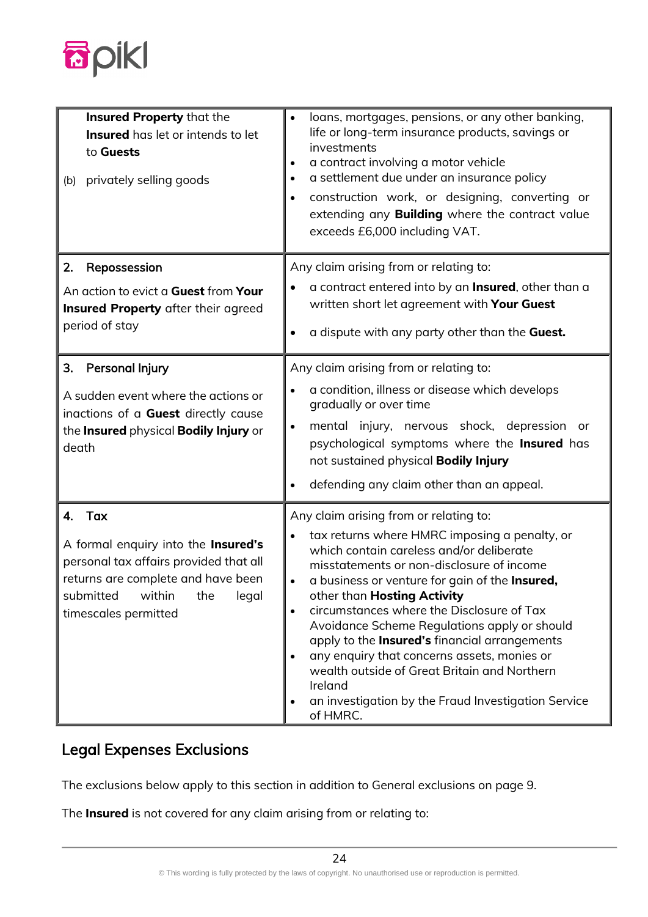| | |
|---|---|
| **Insured Property** that the **Insured** has let or intends to let to **Guests**<br><br>(b) privately selling goods | • loans, mortgages, pensions, or any other banking, life or long-term insurance products, savings or investments<br>• a contract involving a motor vehicle<br>• a settlement due under an insurance policy<br>• construction work, or designing, converting or extending any **Building** where the contract value exceeds £6,000 including VAT. |
| **2. Repossession**<br><br>An action to evict a **Guest** from **Your Insured Property** after their agreed period of stay | Any claim arising from or relating to:<br>• a contract entered into by an **Insured**, other than a written short let agreement with **Your Guest**<br>• a dispute with any party other than the **Guest.** |
| **3. Personal Injury**<br><br>A sudden event where the actions or inactions of a **Guest** directly cause the **Insured** physical **Bodily Injury** or death | Any claim arising from or relating to:<br>• a condition, illness or disease which develops gradually or over time<br>• mental injury, nervous shock, depression or psychological symptoms where the **Insured** has not sustained physical **Bodily Injury**<br>• defending any claim other than an appeal. |
| **4. Tax**<br><br>A formal enquiry into the **Insured's** personal tax affairs provided that all returns are complete and have been submitted within the legal timescales permitted | Any claim arising from or relating to:<br>• tax returns where HMRC imposing a penalty, or which contain careless and/or deliberate misstatements or non-disclosure of income<br>• a business or venture for gain of the **Insured,** other than **Hosting Activity**<br>• circumstances where the Disclosure of Tax Avoidance Scheme Regulations apply or should apply to the **Insured's** financial arrangements<br>• any enquiry that concerns assets, monies or wealth outside of Great Britain and Northern Ireland<br>• an investigation by the Fraud Investigation Service of HMRC. |

## Legal Expenses Exclusions

The exclusions below apply to this section in addition to General exclusions on page 9.

The **Insured** is not covered for any claim arising from or relating to: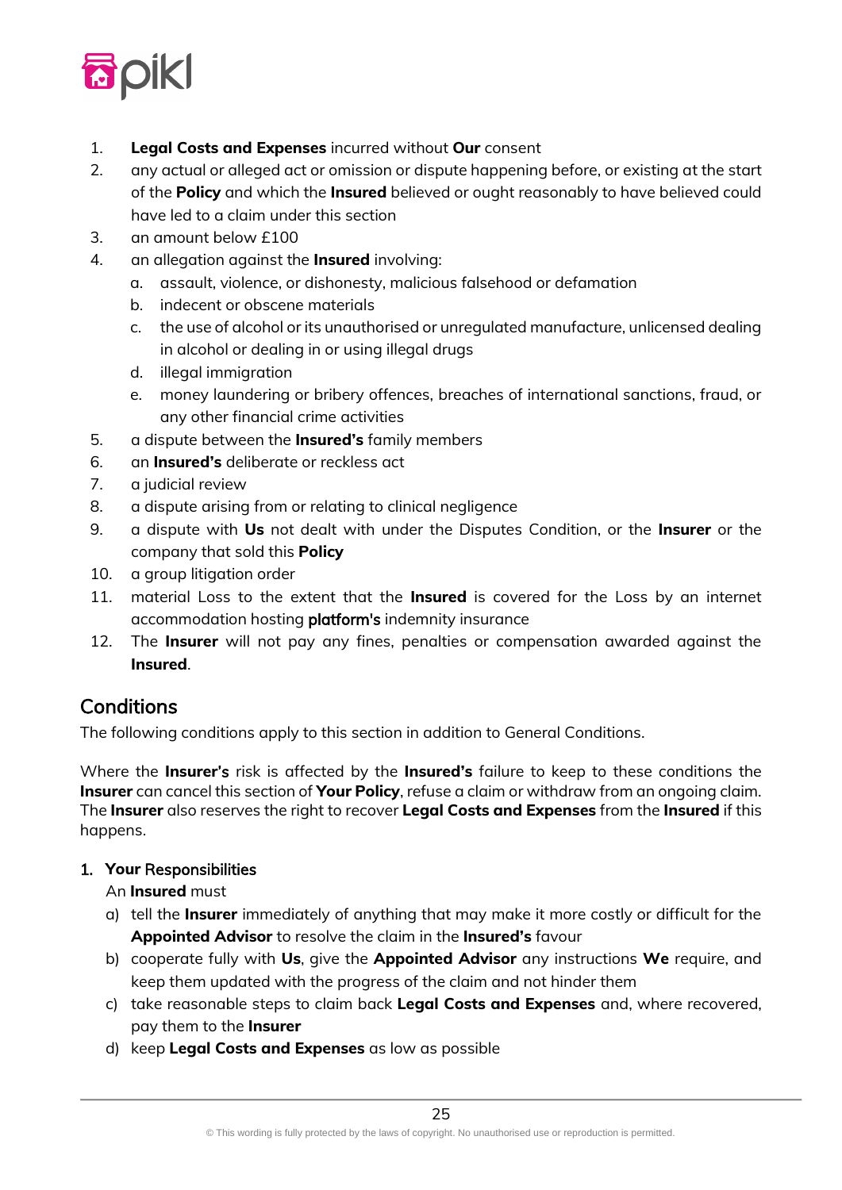1. **Legal Costs and Expenses** incurred without **Our** consent
2. any actual or alleged act or omission or dispute happening before, or existing at the start of the **Policy** and which the **Insured** believed or ought reasonably to have believed could have led to a claim under this section
3. an amount below £100
4. an allegation against the **Insured** involving:
   a. assault, violence, or dishonesty, malicious falsehood or defamation
   b. indecent or obscene materials
   c. the use of alcohol or its unauthorised or unregulated manufacture, unlicensed dealing in alcohol or dealing in or using illegal drugs
   d. illegal immigration
   e. money laundering or bribery offences, breaches of international sanctions, fraud, or any other financial crime activities
5. a dispute between the **Insured's** family members
6. an **Insured's** deliberate or reckless act
7. a judicial review
8. a dispute arising from or relating to clinical negligence
9. a dispute with **Us** not dealt with under the Disputes Condition, or the **Insurer** or the company that sold this **Policy**
10. a group litigation order
11. material Loss to the extent that the **Insured** is covered for the Loss by an internet accommodation hosting **platform's** indemnity insurance
12. The **Insurer** will not pay any fines, penalties or compensation awarded against the **Insured**.

## Conditions

The following conditions apply to this section in addition to General Conditions.

Where the **Insurer's** risk is affected by the **Insured's** failure to keep to these conditions the **Insurer** can cancel this section of **Your Policy**, refuse a claim or withdraw from an ongoing claim. The **Insurer** also reserves the right to recover **Legal Costs and Expenses** from the **Insured** if this happens.

### 1. Your Responsibilities

An **Insured** must

a) tell the **Insurer** immediately of anything that may make it more costly or difficult for the **Appointed Advisor** to resolve the claim in the **Insured's** favour
b) cooperate fully with **Us**, give the **Appointed Advisor** any instructions **We** require, and keep them updated with the progress of the claim and not hinder them
c) take reasonable steps to claim back **Legal Costs and Expenses** and, where recovered, pay them to the **Insurer**
d) keep **Legal Costs and Expenses** as low as possible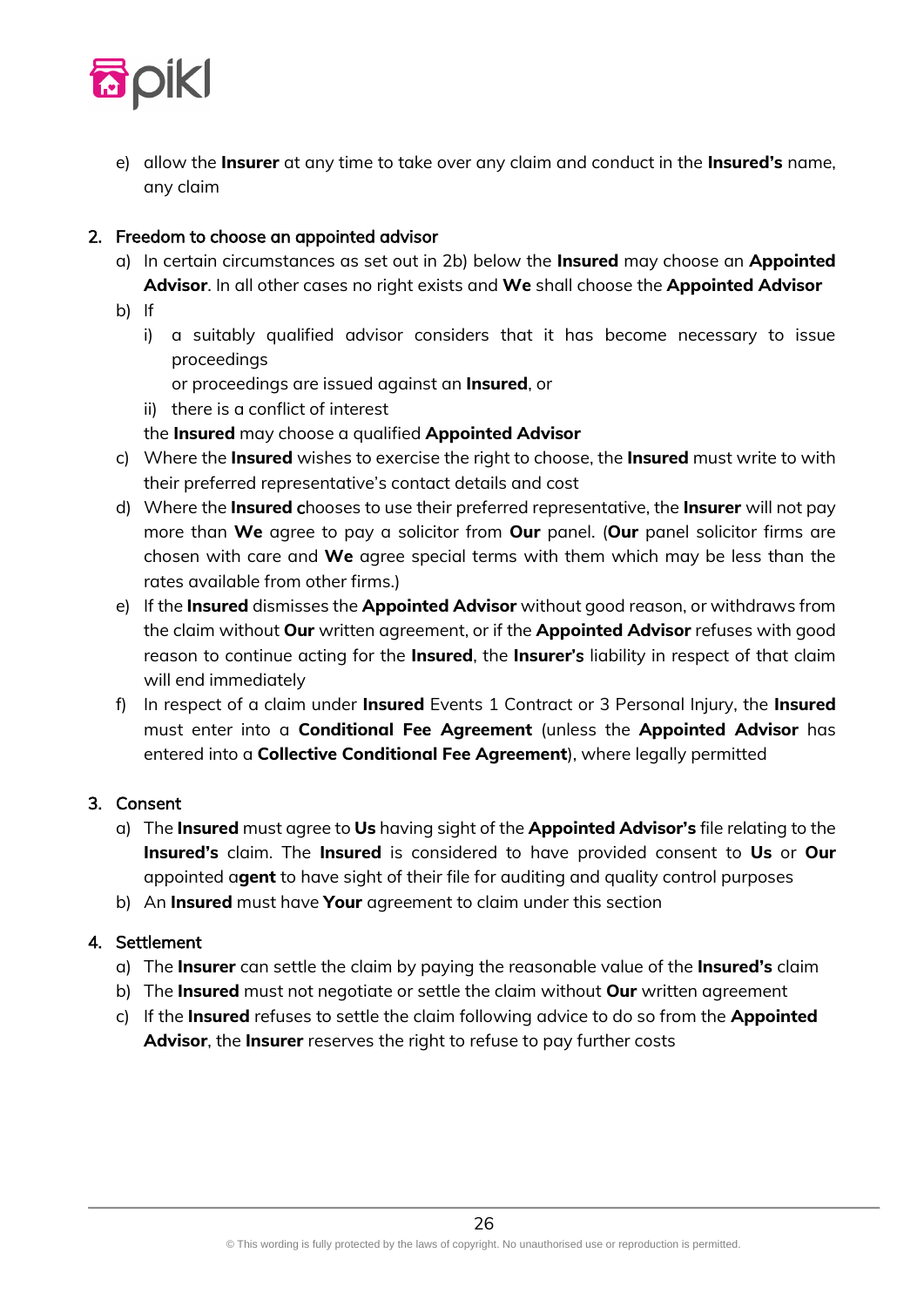e) allow the **Insurer** at any time to take over any claim and conduct in the **Insured's** name, any claim

2. Freedom to choose an appointed advisor
   a) In certain circumstances as set out in 2b) below the **Insured** may choose an **Appointed Advisor**. In all other cases no right exists and **We** shall choose the **Appointed Advisor**
   b) If
      i) a suitably qualified advisor considers that it has become necessary to issue proceedings
         or proceedings are issued against an **Insured**, or
      ii) there is a conflict of interest

      the **Insured** may choose a qualified **Appointed Advisor**
   c) Where the **Insured** wishes to exercise the right to choose, the **Insured** must write to with their preferred representative's contact details and cost
   d) Where the **Insured** chooses to use their preferred representative, the **Insurer** will not pay more than **We** agree to pay a solicitor from **Our** panel. (**Our** panel solicitor firms are chosen with care and **We** agree special terms with them which may be less than the rates available from other firms.)
   e) If the **Insured** dismisses the **Appointed Advisor** without good reason, or withdraws from the claim without **Our** written agreement, or if the **Appointed Advisor** refuses with good reason to continue acting for the **Insured**, the **Insurer's** liability in respect of that claim will end immediately
   f) In respect of a claim under **Insured** Events 1 Contract or 3 Personal Injury, the **Insured** must enter into a **Conditional Fee Agreement** (unless the **Appointed Advisor** has entered into a **Collective Conditional Fee Agreement**), where legally permitted

3. Consent
   a) The **Insured** must agree to **Us** having sight of the **Appointed Advisor's** file relating to the **Insured's** claim. The **Insured** is considered to have provided consent to **Us** or **Our** appointed a**gent** to have sight of their file for auditing and quality control purposes
   b) An **Insured** must have **Your** agreement to claim under this section

4. Settlement
   a) The **Insurer** can settle the claim by paying the reasonable value of the **Insured's** claim
   b) The **Insured** must not negotiate or settle the claim without **Our** written agreement
   c) If the **Insured** refuses to settle the claim following advice to do so from the **Appointed Advisor**, the **Insurer** reserves the right to refuse to pay further costs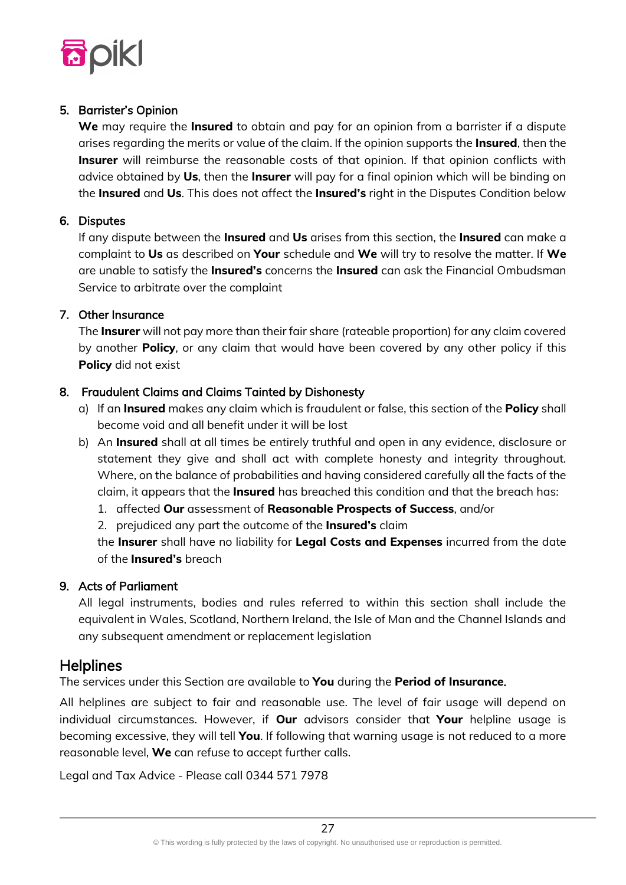5. Barrister's Opinion

   **We** may require the **Insured** to obtain and pay for an opinion from a barrister if a dispute arises regarding the merits or value of the claim. If the opinion supports the **Insured**, then the **Insurer** will reimburse the reasonable costs of that opinion. If that opinion conflicts with advice obtained by **Us**, then the **Insurer** will pay for a final opinion which will be binding on the **Insured** and **Us**. This does not affect the **Insured's** right in the Disputes Condition below

6. Disputes

   If any dispute between the **Insured** and **Us** arises from this section, the **Insured** can make a complaint to **Us** as described on **Your** schedule and **We** will try to resolve the matter. If **We** are unable to satisfy the **Insured's** concerns the **Insured** can ask the Financial Ombudsman Service to arbitrate over the complaint

7. Other Insurance

   The **Insurer** will not pay more than their fair share (rateable proportion) for any claim covered by another **Policy**, or any claim that would have been covered by any other policy if this **Policy** did not exist

8. Fraudulent Claims and Claims Tainted by Dishonesty

   a) If an **Insured** makes any claim which is fraudulent or false, this section of the **Policy** shall become void and all benefit under it will be lost
   
   b) An **Insured** shall at all times be entirely truthful and open in any evidence, disclosure or statement they give and shall act with complete honesty and integrity throughout. Where, on the balance of probabilities and having considered carefully all the facts of the claim, it appears that the **Insured** has breached this condition and that the breach has:
      1. affected **Our** assessment of **Reasonable Prospects of Success**, and/or
      2. prejudiced any part the outcome of the **Insured's** claim
   
      the **Insurer** shall have no liability for **Legal Costs and Expenses** incurred from the date of the **Insured's** breach

9. Acts of Parliament

   All legal instruments, bodies and rules referred to within this section shall include the equivalent in Wales, Scotland, Northern Ireland, the Isle of Man and the Channel Islands and any subsequent amendment or replacement legislation

## Helplines

The services under this Section are available to **You** during the **Period of Insurance**.

All helplines are subject to fair and reasonable use. The level of fair usage will depend on individual circumstances. However, if **Our** advisors consider that **Your** helpline usage is becoming excessive, they will tell **You**. If following that warning usage is not reduced to a more reasonable level, **We** can refuse to accept further calls.

Legal and Tax Advice - Please call 0344 571 7978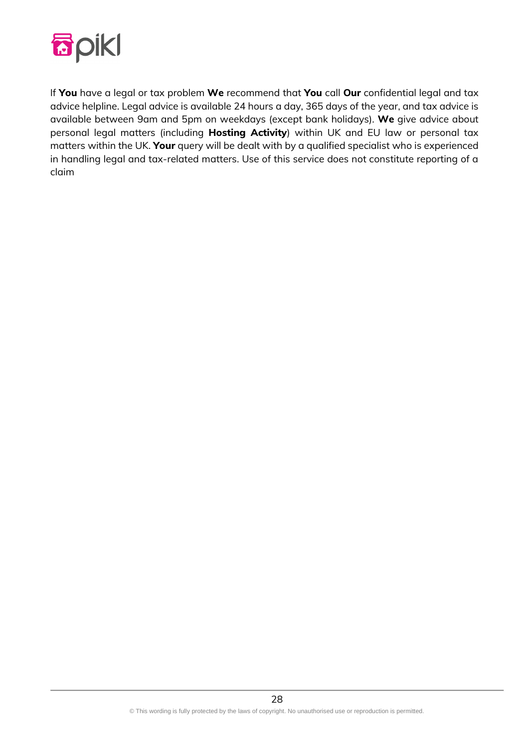If **You** have a legal or tax problem **We** recommend that **You** call **Our** confidential legal and tax advice helpline. Legal advice is available 24 hours a day, 365 days of the year, and tax advice is available between 9am and 5pm on weekdays (except bank holidays). **We** give advice about personal legal matters (including **Hosting Activity**) within UK and EU law or personal tax matters within the UK. **Your** query will be dealt with by a qualified specialist who is experienced in handling legal and tax-related matters. Use of this service does not constitute reporting of a claim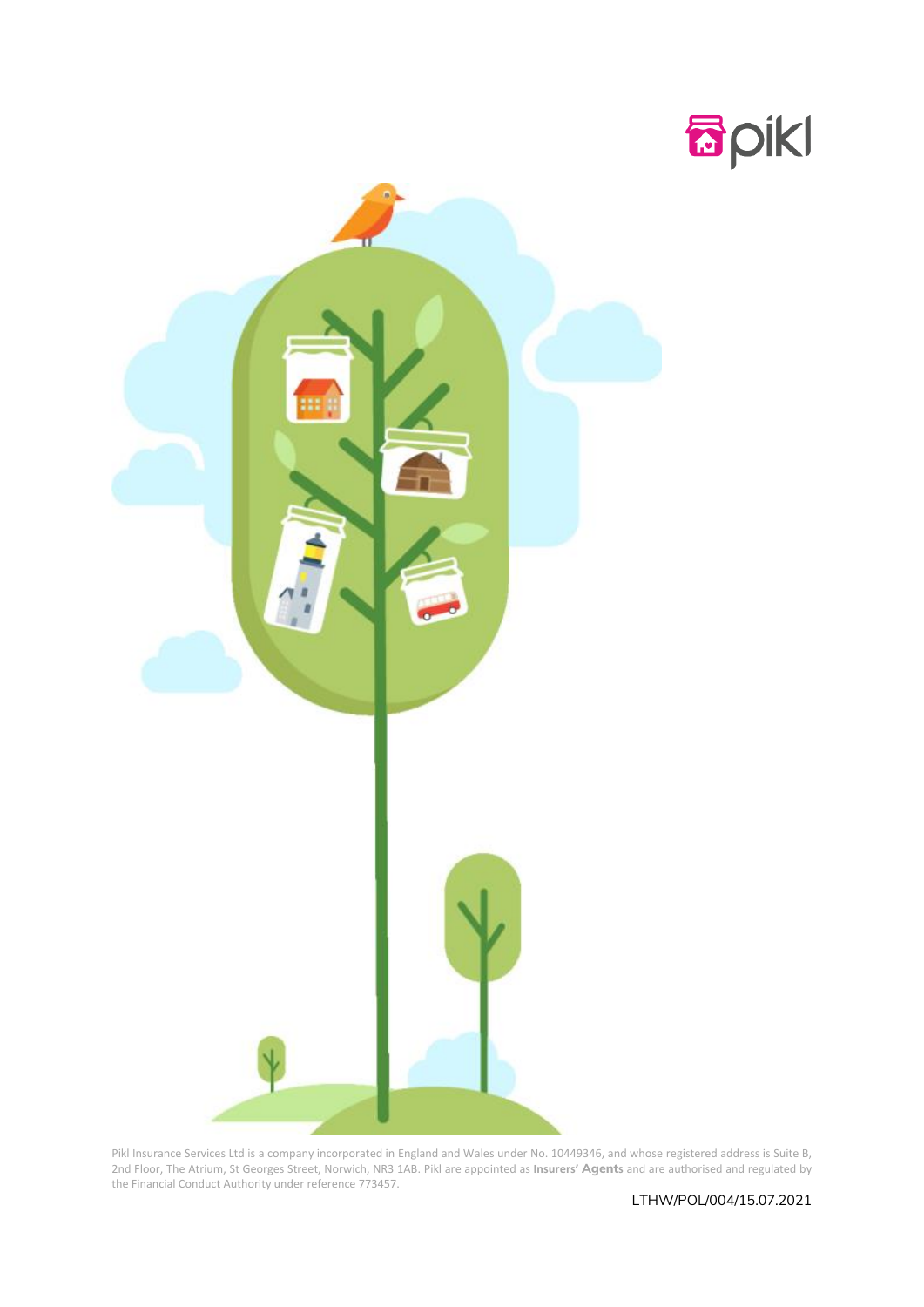Pikl Insurance Services Ltd is a company incorporated in England and Wales under No. 10449346, and whose registered address is Suite B, 2nd Floor, The Atrium, St Georges Street, Norwich, NR3 1AB. Pikl are appointed as **Insurers' Agents** and are authorised and regulated by the Financial Conduct Authority under reference 773457.

LTHW/POL/004/15.07.2021